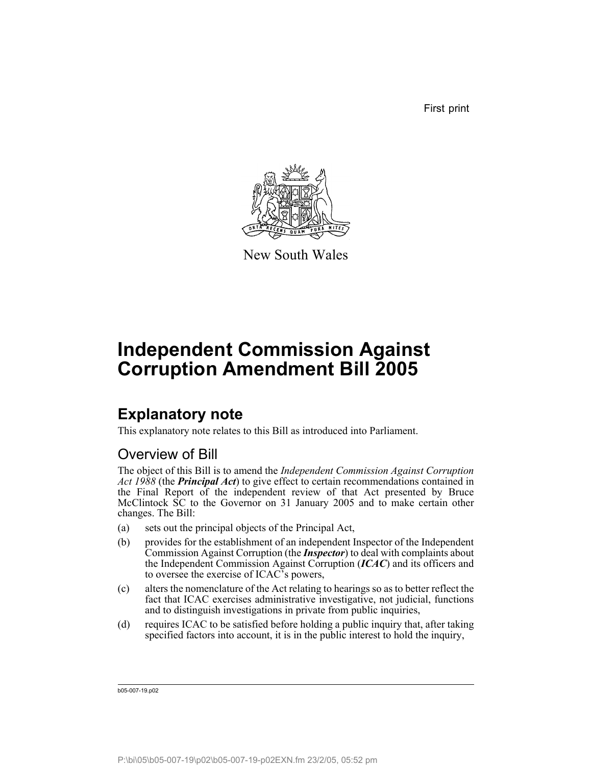First print

New South Wales

# Independent Commission Against Corruption Amendment Bill 2005

## Explanatory note

This explanatory note relates to this Bill as introduced into Parliament.

### Overview of Bill

The object of this Bill is to amend the *Independent Commission Against Corruption Act 1988* (the ***Principal Act***) to give effect to certain recommendations contained in the Final Report of the independent review of that Act presented by Bruce McClintock SC to the Governor on 31 January 2005 and to make certain other changes. The Bill:

(a) sets out the principal objects of the Principal Act,

(b) provides for the establishment of an independent Inspector of the Independent Commission Against Corruption (the ***Inspector***) to deal with complaints about the Independent Commission Against Corruption (***ICAC***) and its officers and to oversee the exercise of ICAC's powers,

(c) alters the nomenclature of the Act relating to hearings so as to better reflect the fact that ICAC exercises administrative investigative, not judicial, functions and to distinguish investigations in private from public inquiries,

(d) requires ICAC to be satisfied before holding a public inquiry that, after taking specified factors into account, it is in the public interest to hold the inquiry,

b05-007-19.p02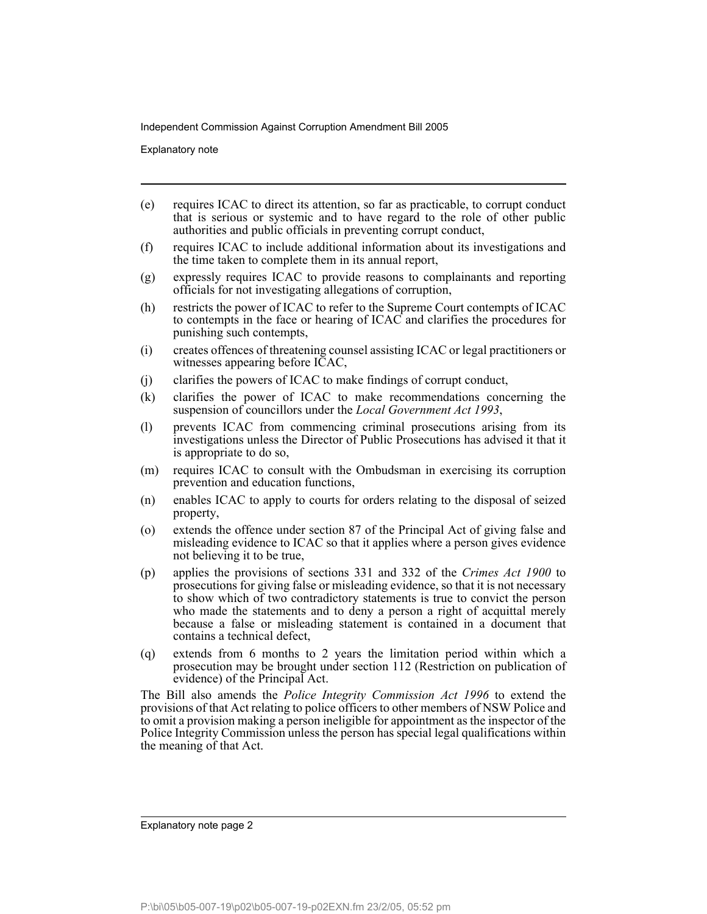(e) requires ICAC to direct its attention, so far as practicable, to corrupt conduct that is serious or systemic and to have regard to the role of other public authorities and public officials in preventing corrupt conduct,

(f) requires ICAC to include additional information about its investigations and the time taken to complete them in its annual report,

(g) expressly requires ICAC to provide reasons to complainants and reporting officials for not investigating allegations of corruption,

(h) restricts the power of ICAC to refer to the Supreme Court contempts of ICAC to contempts in the face or hearing of ICAC and clarifies the procedures for punishing such contempts,

(i) creates offences of threatening counsel assisting ICAC or legal practitioners or witnesses appearing before ICAC,

(j) clarifies the powers of ICAC to make findings of corrupt conduct,

(k) clarifies the power of ICAC to make recommendations concerning the suspension of councillors under the *Local Government Act 1993*,

(l) prevents ICAC from commencing criminal prosecutions arising from its investigations unless the Director of Public Prosecutions has advised it that it is appropriate to do so,

(m) requires ICAC to consult with the Ombudsman in exercising its corruption prevention and education functions,

(n) enables ICAC to apply to courts for orders relating to the disposal of seized property,

(o) extends the offence under section 87 of the Principal Act of giving false and misleading evidence to ICAC so that it applies where a person gives evidence not believing it to be true,

(p) applies the provisions of sections 331 and 332 of the *Crimes Act 1900* to prosecutions for giving false or misleading evidence, so that it is not necessary to show which of two contradictory statements is true to convict the person who made the statements and to deny a person a right of acquittal merely because a false or misleading statement is contained in a document that contains a technical defect,

(q) extends from 6 months to 2 years the limitation period within which a prosecution may be brought under section 112 (Restriction on publication of evidence) of the Principal Act.

The Bill also amends the *Police Integrity Commission Act 1996* to extend the provisions of that Act relating to police officers to other members of NSW Police and to omit a provision making a person ineligible for appointment as the inspector of the Police Integrity Commission unless the person has special legal qualifications within the meaning of that Act.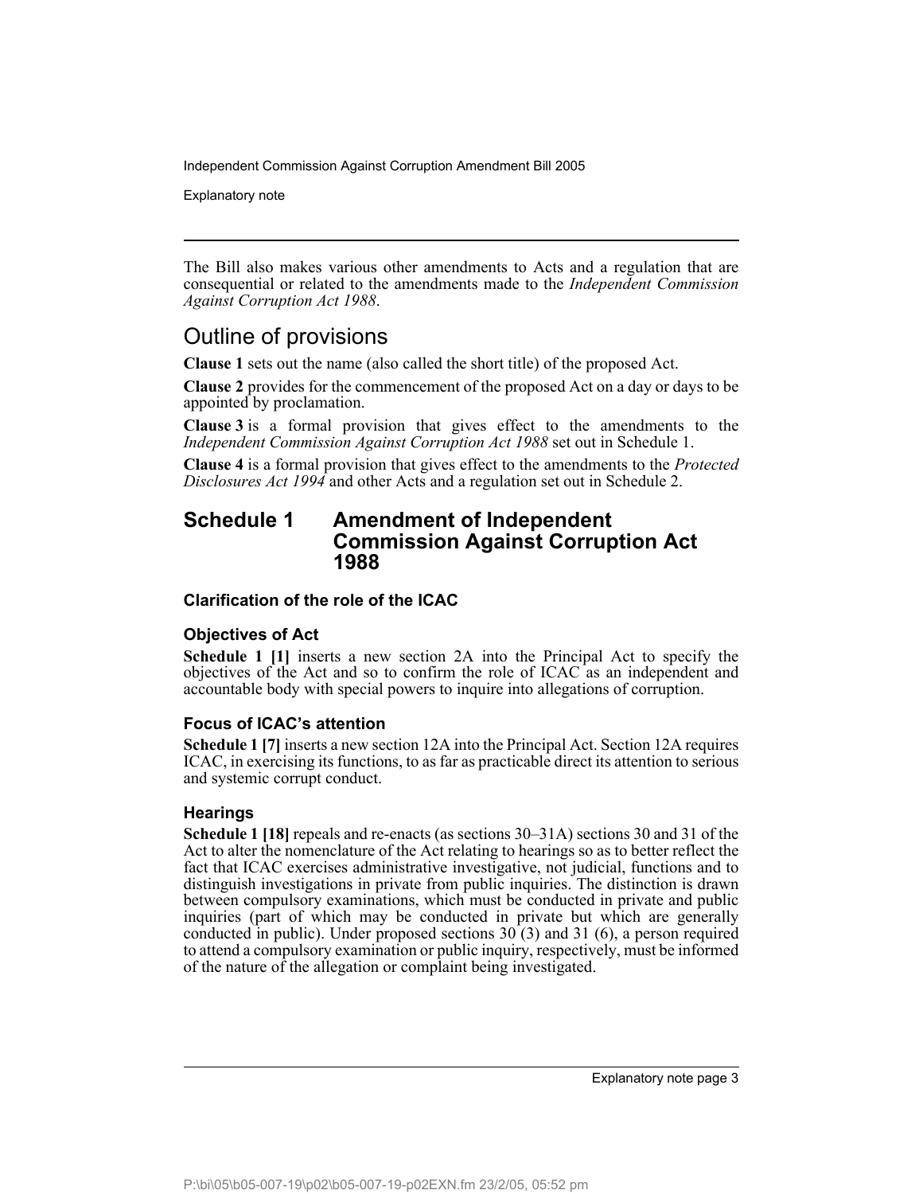The Bill also makes various other amendments to Acts and a regulation that are consequential or related to the amendments made to the *Independent Commission Against Corruption Act 1988*.

## Outline of provisions

**Clause 1** sets out the name (also called the short title) of the proposed Act.

**Clause 2** provides for the commencement of the proposed Act on a day or days to be appointed by proclamation.

**Clause 3** is a formal provision that gives effect to the amendments to the *Independent Commission Against Corruption Act 1988* set out in Schedule 1.

**Clause 4** is a formal provision that gives effect to the amendments to the *Protected Disclosures Act 1994* and other Acts and a regulation set out in Schedule 2.

## Schedule 1 Amendment of Independent Commission Against Corruption Act 1988

### Clarification of the role of the ICAC

#### Objectives of Act

**Schedule 1 [1]** inserts a new section 2A into the Principal Act to specify the objectives of the Act and so to confirm the role of ICAC as an independent and accountable body with special powers to inquire into allegations of corruption.

#### Focus of ICAC's attention

**Schedule 1 [7]** inserts a new section 12A into the Principal Act. Section 12A requires ICAC, in exercising its functions, to as far as practicable direct its attention to serious and systemic corrupt conduct.

#### Hearings

**Schedule 1 [18]** repeals and re-enacts (as sections 30–31A) sections 30 and 31 of the Act to alter the nomenclature of the Act relating to hearings so as to better reflect the fact that ICAC exercises administrative investigative, not judicial, functions and to distinguish investigations in private from public inquiries. The distinction is drawn between compulsory examinations, which must be conducted in private and public inquiries (part of which may be conducted in private but which are generally conducted in public). Under proposed sections 30 (3) and 31 (6), a person required to attend a compulsory examination or public inquiry, respectively, must be informed of the nature of the allegation or complaint being investigated.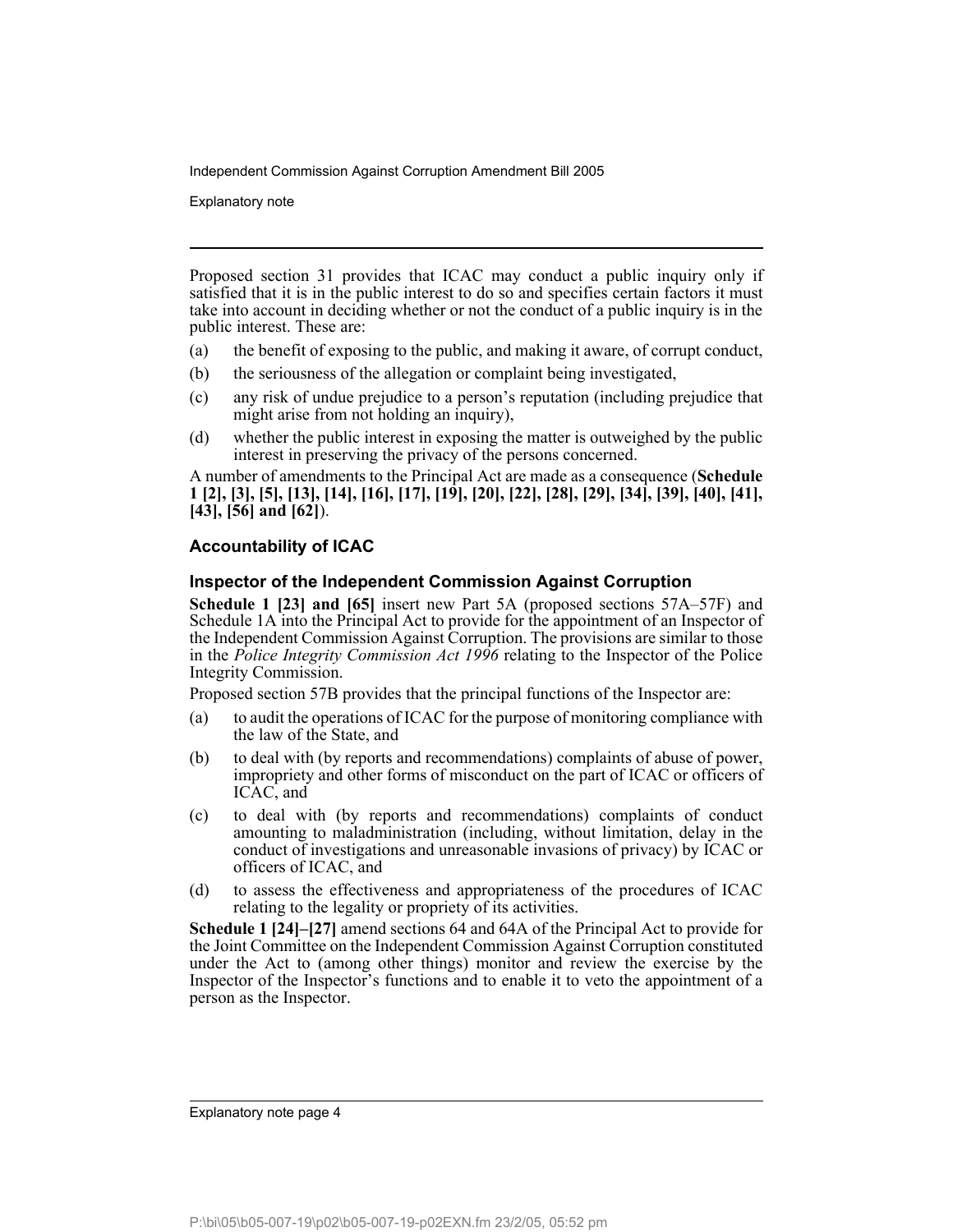Proposed section 31 provides that ICAC may conduct a public inquiry only if satisfied that it is in the public interest to do so and specifies certain factors it must take into account in deciding whether or not the conduct of a public inquiry is in the public interest. These are:

(a) the benefit of exposing to the public, and making it aware, of corrupt conduct,

(b) the seriousness of the allegation or complaint being investigated,

(c) any risk of undue prejudice to a person's reputation (including prejudice that might arise from not holding an inquiry),

(d) whether the public interest in exposing the matter is outweighed by the public interest in preserving the privacy of the persons concerned.

A number of amendments to the Principal Act are made as a consequence (**Schedule 1 [2], [3], [5], [13], [14], [16], [17], [19], [20], [22], [28], [29], [34], [39], [40], [41], [43], [56] and [62]**).

## Accountability of ICAC

### Inspector of the Independent Commission Against Corruption

**Schedule 1 [23] and [65]** insert new Part 5A (proposed sections 57A–57F) and Schedule 1A into the Principal Act to provide for the appointment of an Inspector of the Independent Commission Against Corruption. The provisions are similar to those in the *Police Integrity Commission Act 1996* relating to the Inspector of the Police Integrity Commission.

Proposed section 57B provides that the principal functions of the Inspector are:

(a) to audit the operations of ICAC for the purpose of monitoring compliance with the law of the State, and

(b) to deal with (by reports and recommendations) complaints of abuse of power, impropriety and other forms of misconduct on the part of ICAC or officers of ICAC, and

(c) to deal with (by reports and recommendations) complaints of conduct amounting to maladministration (including, without limitation, delay in the conduct of investigations and unreasonable invasions of privacy) by ICAC or officers of ICAC, and

(d) to assess the effectiveness and appropriateness of the procedures of ICAC relating to the legality or propriety of its activities.

**Schedule 1 [24]–[27]** amend sections 64 and 64A of the Principal Act to provide for the Joint Committee on the Independent Commission Against Corruption constituted under the Act to (among other things) monitor and review the exercise by the Inspector of the Inspector's functions and to enable it to veto the appointment of a person as the Inspector.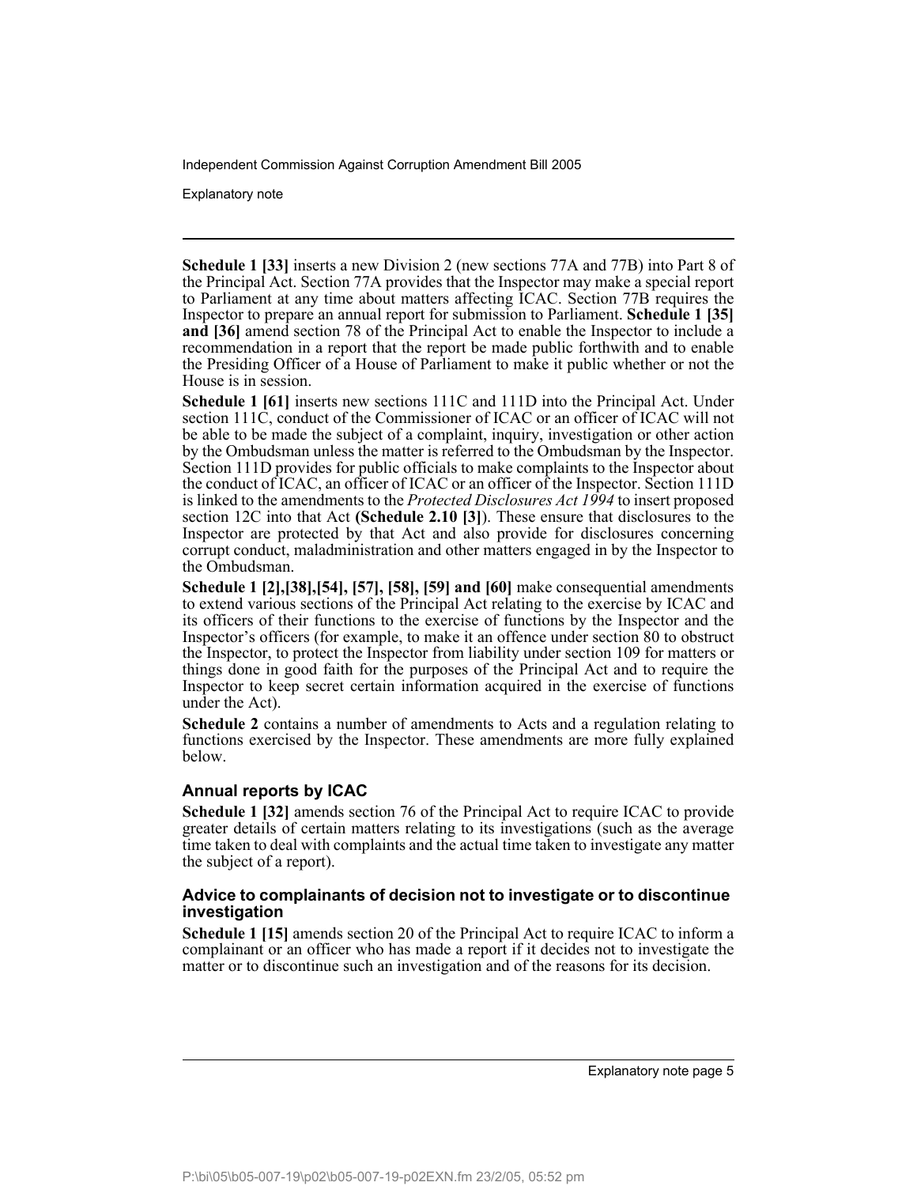**Schedule 1 [33]** inserts a new Division 2 (new sections 77A and 77B) into Part 8 of the Principal Act. Section 77A provides that the Inspector may make a special report to Parliament at any time about matters affecting ICAC. Section 77B requires the Inspector to prepare an annual report for submission to Parliament. **Schedule 1 [35] and [36]** amend section 78 of the Principal Act to enable the Inspector to include a recommendation in a report that the report be made public forthwith and to enable the Presiding Officer of a House of Parliament to make it public whether or not the House is in session.

**Schedule 1 [61]** inserts new sections 111C and 111D into the Principal Act. Under section 111C, conduct of the Commissioner of ICAC or an officer of ICAC will not be able to be made the subject of a complaint, inquiry, investigation or other action by the Ombudsman unless the matter is referred to the Ombudsman by the Inspector. Section 111D provides for public officials to make complaints to the Inspector about the conduct of ICAC, an officer of ICAC or an officer of the Inspector. Section 111D is linked to the amendments to the *Protected Disclosures Act 1994* to insert proposed section 12C into that Act **(Schedule 2.10 [3]**). These ensure that disclosures to the Inspector are protected by that Act and also provide for disclosures concerning corrupt conduct, maladministration and other matters engaged in by the Inspector to the Ombudsman.

**Schedule 1 [2],[38],[54], [57], [58], [59] and [60]** make consequential amendments to extend various sections of the Principal Act relating to the exercise by ICAC and its officers of their functions to the exercise of functions by the Inspector and the Inspector's officers (for example, to make it an offence under section 80 to obstruct the Inspector, to protect the Inspector from liability under section 109 for matters or things done in good faith for the purposes of the Principal Act and to require the Inspector to keep secret certain information acquired in the exercise of functions under the Act).

**Schedule 2** contains a number of amendments to Acts and a regulation relating to functions exercised by the Inspector. These amendments are more fully explained below.

### Annual reports by ICAC

**Schedule 1 [32]** amends section 76 of the Principal Act to require ICAC to provide greater details of certain matters relating to its investigations (such as the average time taken to deal with complaints and the actual time taken to investigate any matter the subject of a report).

### Advice to complainants of decision not to investigate or to discontinue investigation

**Schedule 1 [15]** amends section 20 of the Principal Act to require ICAC to inform a complainant or an officer who has made a report if it decides not to investigate the matter or to discontinue such an investigation and of the reasons for its decision.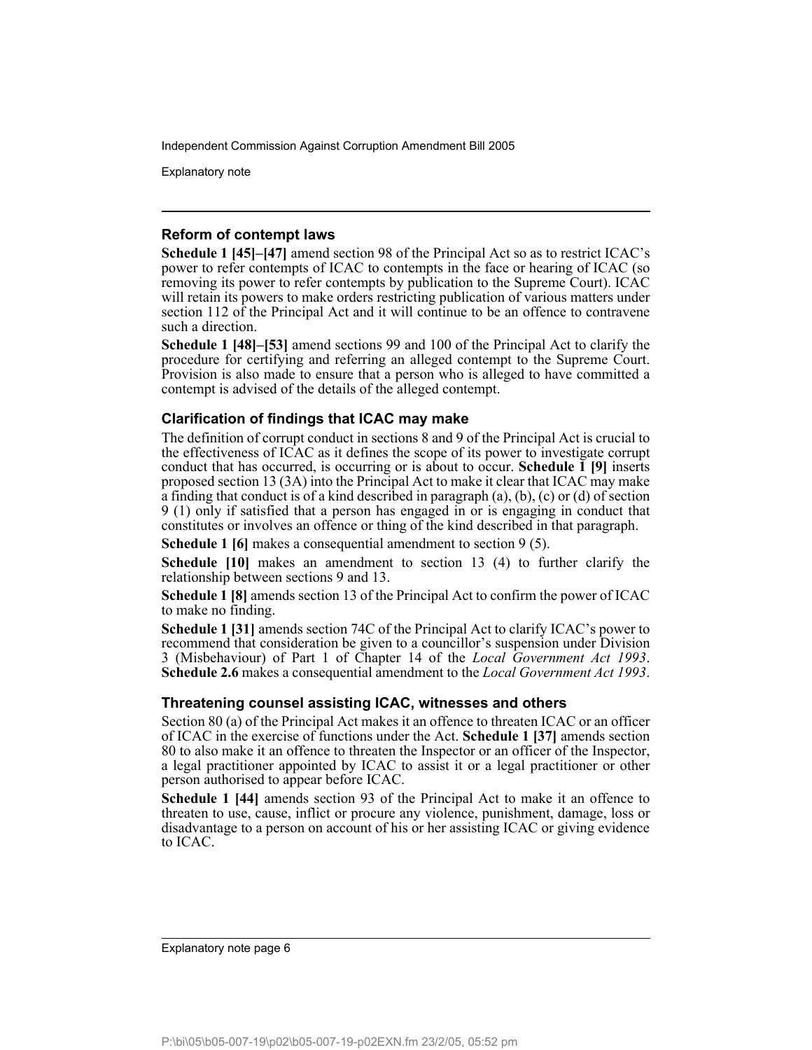## Reform of contempt laws

**Schedule 1 [45]–[47]** amend section 98 of the Principal Act so as to restrict ICAC's power to refer contempts of ICAC to contempts in the face or hearing of ICAC (so removing its power to refer contempts by publication to the Supreme Court). ICAC will retain its powers to make orders restricting publication of various matters under section 112 of the Principal Act and it will continue to be an offence to contravene such a direction.

**Schedule 1 [48]–[53]** amend sections 99 and 100 of the Principal Act to clarify the procedure for certifying and referring an alleged contempt to the Supreme Court. Provision is also made to ensure that a person who is alleged to have committed a contempt is advised of the details of the alleged contempt.

## Clarification of findings that ICAC may make

The definition of corrupt conduct in sections 8 and 9 of the Principal Act is crucial to the effectiveness of ICAC as it defines the scope of its power to investigate corrupt conduct that has occurred, is occurring or is about to occur. **Schedule 1 [9]** inserts proposed section 13 (3A) into the Principal Act to make it clear that ICAC may make a finding that conduct is of a kind described in paragraph (a), (b), (c) or (d) of section 9 (1) only if satisfied that a person has engaged in or is engaging in conduct that constitutes or involves an offence or thing of the kind described in that paragraph.

**Schedule 1 [6]** makes a consequential amendment to section 9 (5).

**Schedule [10]** makes an amendment to section 13 (4) to further clarify the relationship between sections 9 and 13.

**Schedule 1 [8]** amends section 13 of the Principal Act to confirm the power of ICAC to make no finding.

**Schedule 1 [31]** amends section 74C of the Principal Act to clarify ICAC's power to recommend that consideration be given to a councillor's suspension under Division 3 (Misbehaviour) of Part 1 of Chapter 14 of the *Local Government Act 1993*. **Schedule 2.6** makes a consequential amendment to the *Local Government Act 1993*.

## Threatening counsel assisting ICAC, witnesses and others

Section 80 (a) of the Principal Act makes it an offence to threaten ICAC or an officer of ICAC in the exercise of functions under the Act. **Schedule 1 [37]** amends section 80 to also make it an offence to threaten the Inspector or an officer of the Inspector, a legal practitioner appointed by ICAC to assist it or a legal practitioner or other person authorised to appear before ICAC.

**Schedule 1 [44]** amends section 93 of the Principal Act to make it an offence to threaten to use, cause, inflict or procure any violence, punishment, damage, loss or disadvantage to a person on account of his or her assisting ICAC or giving evidence to ICAC.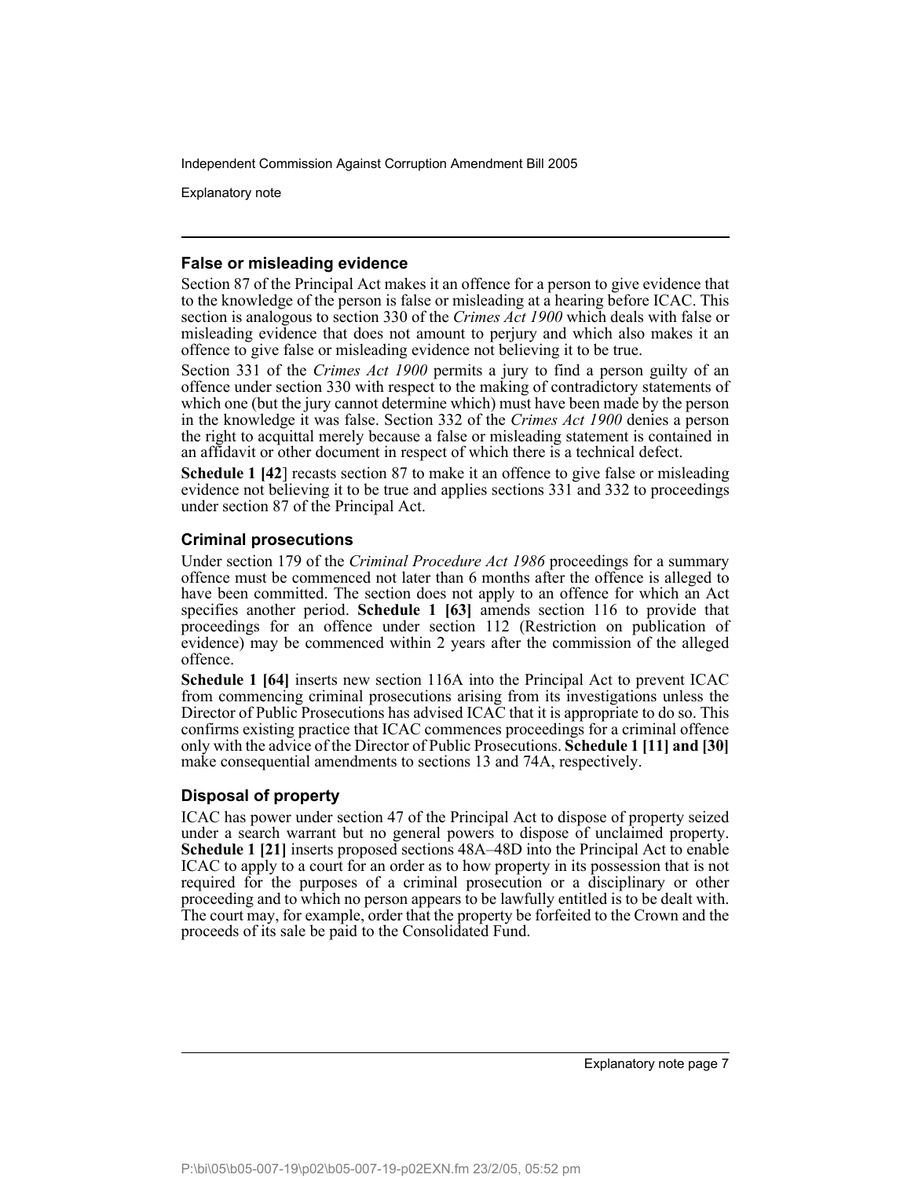## False or misleading evidence

Section 87 of the Principal Act makes it an offence for a person to give evidence that to the knowledge of the person is false or misleading at a hearing before ICAC. This section is analogous to section 330 of the *Crimes Act 1900* which deals with false or misleading evidence that does not amount to perjury and which also makes it an offence to give false or misleading evidence not believing it to be true.

Section 331 of the *Crimes Act 1900* permits a jury to find a person guilty of an offence under section 330 with respect to the making of contradictory statements of which one (but the jury cannot determine which) must have been made by the person in the knowledge it was false. Section 332 of the *Crimes Act 1900* denies a person the right to acquittal merely because a false or misleading statement is contained in an affidavit or other document in respect of which there is a technical defect.

**Schedule 1 [42**] recasts section 87 to make it an offence to give false or misleading evidence not believing it to be true and applies sections 331 and 332 to proceedings under section 87 of the Principal Act.

## Criminal prosecutions

Under section 179 of the *Criminal Procedure Act 1986* proceedings for a summary offence must be commenced not later than 6 months after the offence is alleged to have been committed. The section does not apply to an offence for which an Act specifies another period. **Schedule 1 [63]** amends section 116 to provide that proceedings for an offence under section 112 (Restriction on publication of evidence) may be commenced within 2 years after the commission of the alleged offence.

**Schedule 1 [64]** inserts new section 116A into the Principal Act to prevent ICAC from commencing criminal prosecutions arising from its investigations unless the Director of Public Prosecutions has advised ICAC that it is appropriate to do so. This confirms existing practice that ICAC commences proceedings for a criminal offence only with the advice of the Director of Public Prosecutions. **Schedule 1 [11] and [30]** make consequential amendments to sections 13 and 74A, respectively.

## Disposal of property

ICAC has power under section 47 of the Principal Act to dispose of property seized under a search warrant but no general powers to dispose of unclaimed property. **Schedule 1 [21]** inserts proposed sections 48A–48D into the Principal Act to enable ICAC to apply to a court for an order as to how property in its possession that is not required for the purposes of a criminal prosecution or a disciplinary or other proceeding and to which no person appears to be lawfully entitled is to be dealt with. The court may, for example, order that the property be forfeited to the Crown and the proceeds of its sale be paid to the Consolidated Fund.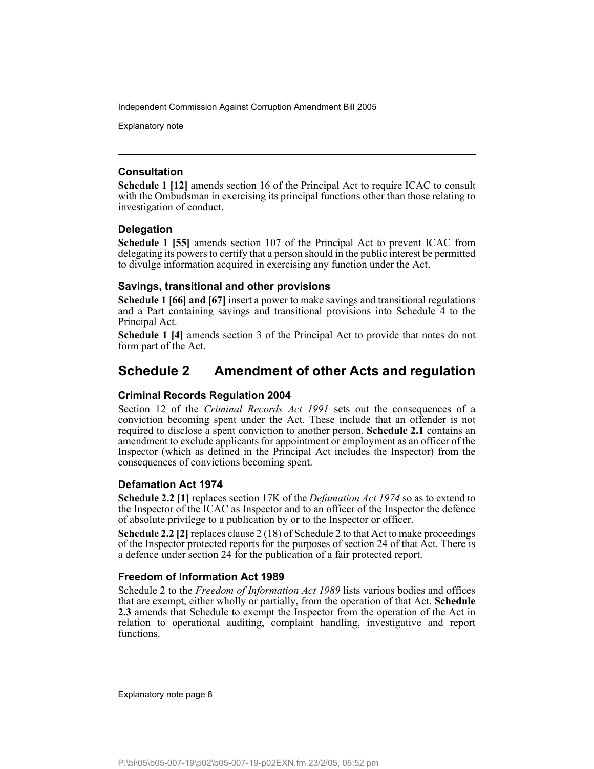### Consultation

**Schedule 1 [12]** amends section 16 of the Principal Act to require ICAC to consult with the Ombudsman in exercising its principal functions other than those relating to investigation of conduct.

### Delegation

**Schedule 1 [55]** amends section 107 of the Principal Act to prevent ICAC from delegating its powers to certify that a person should in the public interest be permitted to divulge information acquired in exercising any function under the Act.

### Savings, transitional and other provisions

**Schedule 1 [66] and [67]** insert a power to make savings and transitional regulations and a Part containing savings and transitional provisions into Schedule 4 to the Principal Act.

**Schedule 1 [4]** amends section 3 of the Principal Act to provide that notes do not form part of the Act.

## Schedule 2 Amendment of other Acts and regulation

### Criminal Records Regulation 2004

Section 12 of the *Criminal Records Act 1991* sets out the consequences of a conviction becoming spent under the Act. These include that an offender is not required to disclose a spent conviction to another person. **Schedule 2.1** contains an amendment to exclude applicants for appointment or employment as an officer of the Inspector (which as defined in the Principal Act includes the Inspector) from the consequences of convictions becoming spent.

### Defamation Act 1974

**Schedule 2.2 [1]** replaces section 17K of the *Defamation Act 1974* so as to extend to the Inspector of the ICAC as Inspector and to an officer of the Inspector the defence of absolute privilege to a publication by or to the Inspector or officer.

**Schedule 2.2 [2]** replaces clause 2 (18) of Schedule 2 to that Act to make proceedings of the Inspector protected reports for the purposes of section 24 of that Act. There is a defence under section 24 for the publication of a fair protected report.

### Freedom of Information Act 1989

Schedule 2 to the *Freedom of Information Act 1989* lists various bodies and offices that are exempt, either wholly or partially, from the operation of that Act. **Schedule 2.3** amends that Schedule to exempt the Inspector from the operation of the Act in relation to operational auditing, complaint handling, investigative and report functions.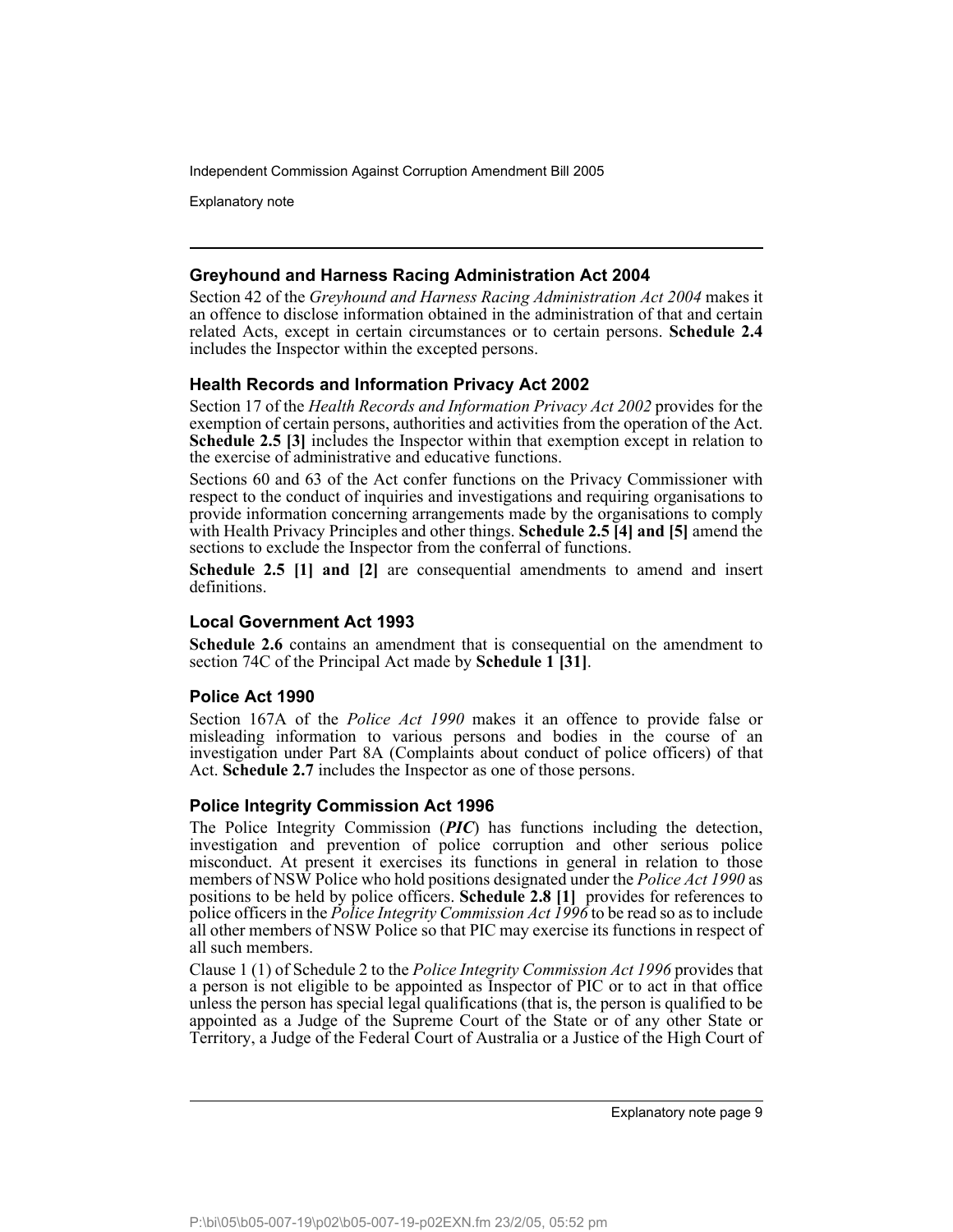### Greyhound and Harness Racing Administration Act 2004

Section 42 of the *Greyhound and Harness Racing Administration Act 2004* makes it an offence to disclose information obtained in the administration of that and certain related Acts, except in certain circumstances or to certain persons. **Schedule 2.4** includes the Inspector within the excepted persons.

### Health Records and Information Privacy Act 2002

Section 17 of the *Health Records and Information Privacy Act 2002* provides for the exemption of certain persons, authorities and activities from the operation of the Act. **Schedule 2.5 [3]** includes the Inspector within that exemption except in relation to the exercise of administrative and educative functions.

Sections 60 and 63 of the Act confer functions on the Privacy Commissioner with respect to the conduct of inquiries and investigations and requiring organisations to provide information concerning arrangements made by the organisations to comply with Health Privacy Principles and other things. **Schedule 2.5 [4] and [5]** amend the sections to exclude the Inspector from the conferral of functions.

**Schedule 2.5 [1] and [2]** are consequential amendments to amend and insert definitions.

### Local Government Act 1993

**Schedule 2.6** contains an amendment that is consequential on the amendment to section 74C of the Principal Act made by **Schedule 1 [31]**.

### Police Act 1990

Section 167A of the *Police Act 1990* makes it an offence to provide false or misleading information to various persons and bodies in the course of an investigation under Part 8A (Complaints about conduct of police officers) of that Act. **Schedule 2.7** includes the Inspector as one of those persons.

### Police Integrity Commission Act 1996

The Police Integrity Commission (***PIC***) has functions including the detection, investigation and prevention of police corruption and other serious police misconduct. At present it exercises its functions in general in relation to those members of NSW Police who hold positions designated under the *Police Act 1990* as positions to be held by police officers. **Schedule 2.8 [1]** provides for references to police officers in the *Police Integrity Commission Act 1996* to be read so as to include all other members of NSW Police so that PIC may exercise its functions in respect of all such members.

Clause 1 (1) of Schedule 2 to the *Police Integrity Commission Act 1996* provides that a person is not eligible to be appointed as Inspector of PIC or to act in that office unless the person has special legal qualifications (that is, the person is qualified to be appointed as a Judge of the Supreme Court of the State or of any other State or Territory, a Judge of the Federal Court of Australia or a Justice of the High Court of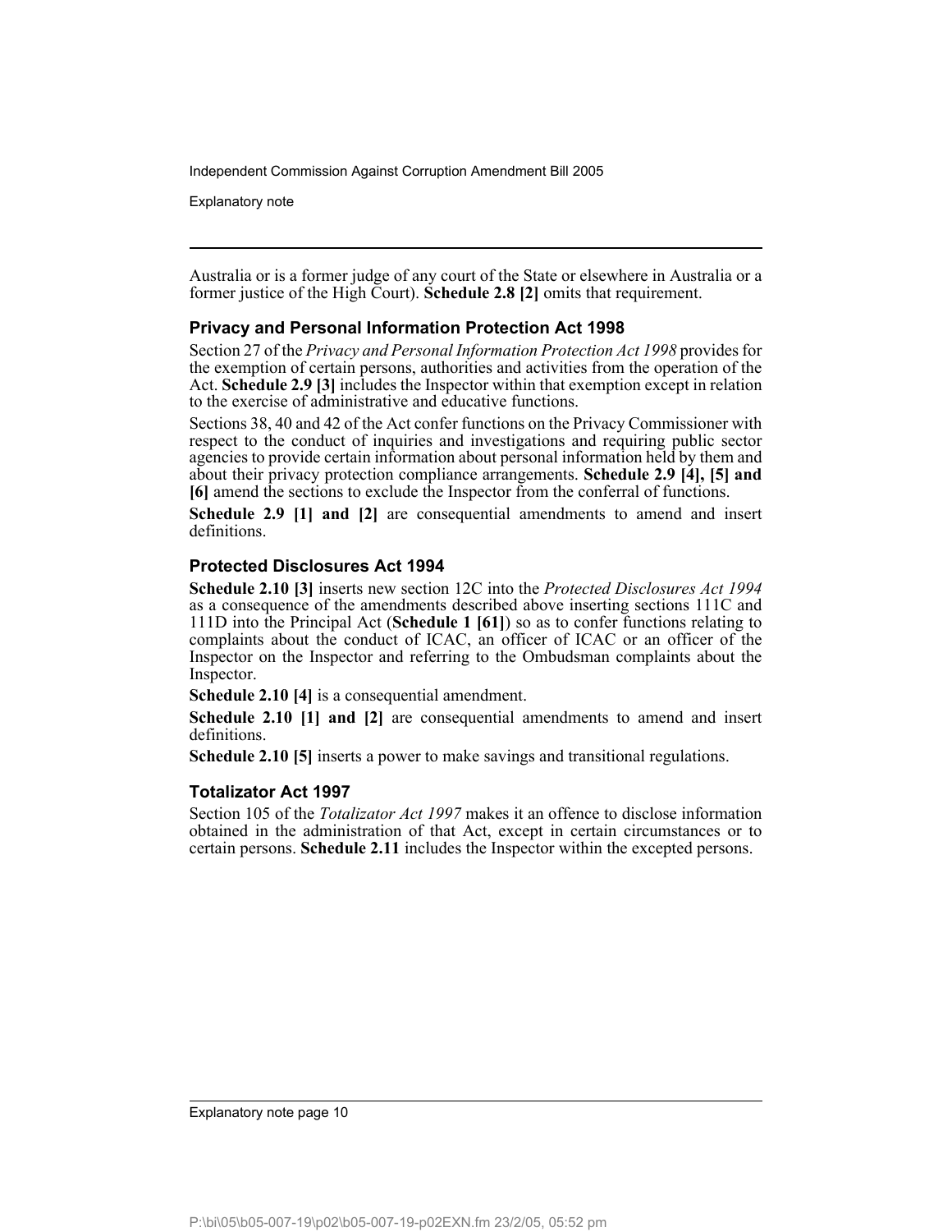Australia or is a former judge of any court of the State or elsewhere in Australia or a former justice of the High Court). **Schedule 2.8 [2]** omits that requirement.

### Privacy and Personal Information Protection Act 1998

Section 27 of the *Privacy and Personal Information Protection Act 1998* provides for the exemption of certain persons, authorities and activities from the operation of the Act. **Schedule 2.9 [3]** includes the Inspector within that exemption except in relation to the exercise of administrative and educative functions.

Sections 38, 40 and 42 of the Act confer functions on the Privacy Commissioner with respect to the conduct of inquiries and investigations and requiring public sector agencies to provide certain information about personal information held by them and about their privacy protection compliance arrangements. **Schedule 2.9 [4], [5] and [6]** amend the sections to exclude the Inspector from the conferral of functions.

**Schedule 2.9 [1] and [2]** are consequential amendments to amend and insert definitions.

### Protected Disclosures Act 1994

**Schedule 2.10 [3]** inserts new section 12C into the *Protected Disclosures Act 1994* as a consequence of the amendments described above inserting sections 111C and 111D into the Principal Act (**Schedule 1 [61]**) so as to confer functions relating to complaints about the conduct of ICAC, an officer of ICAC or an officer of the Inspector on the Inspector and referring to the Ombudsman complaints about the Inspector.

**Schedule 2.10 [4]** is a consequential amendment.

**Schedule 2.10 [1] and [2]** are consequential amendments to amend and insert definitions.

**Schedule 2.10 [5]** inserts a power to make savings and transitional regulations.

### Totalizator Act 1997

Section 105 of the *Totalizator Act 1997* makes it an offence to disclose information obtained in the administration of that Act, except in certain circumstances or to certain persons. **Schedule 2.11** includes the Inspector within the excepted persons.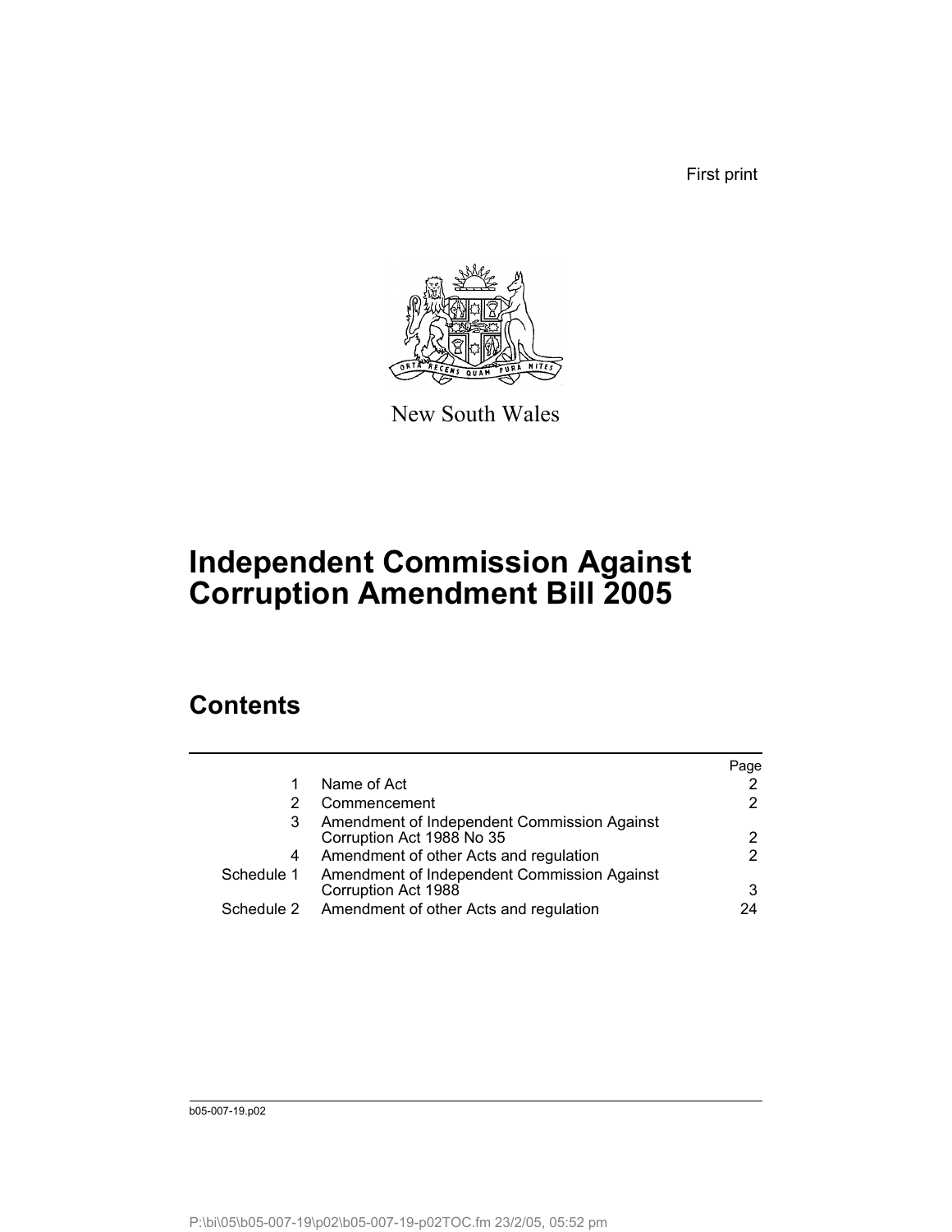First print

New South Wales

# Independent Commission Against Corruption Amendment Bill 2005

## Contents

| | | Page |
|---|---|---|
| 1 | Name of Act | 2 |
| 2 | Commencement | 2 |
| 3 | Amendment of Independent Commission Against Corruption Act 1988 No 35 | 2 |
| 4 | Amendment of other Acts and regulation | 2 |
| Schedule 1 | Amendment of Independent Commission Against Corruption Act 1988 | 3 |
| Schedule 2 | Amendment of other Acts and regulation | 24 |

b05-007-19.p02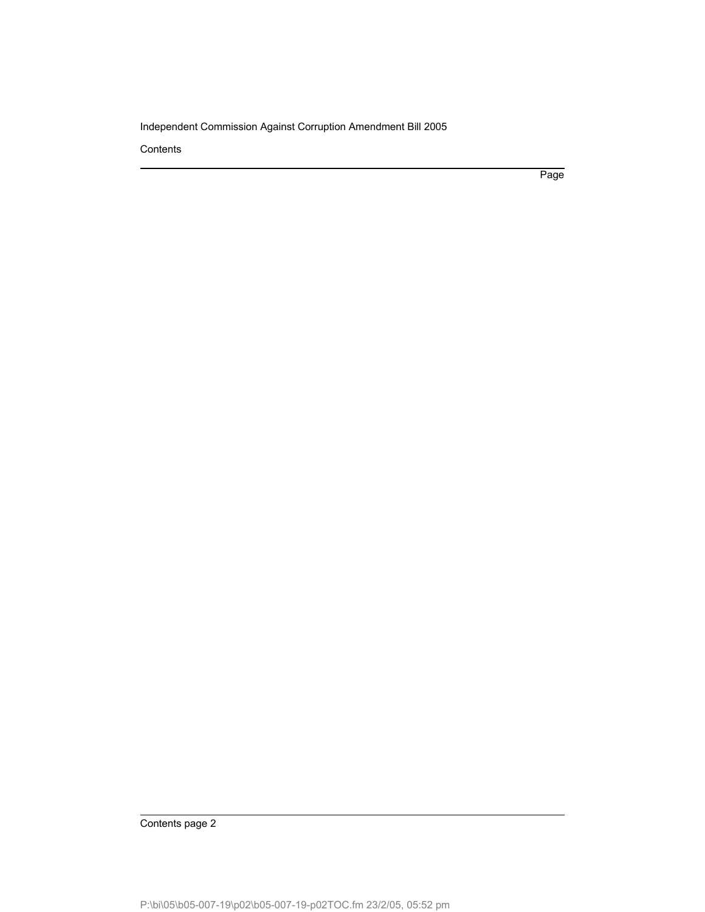Contents

Page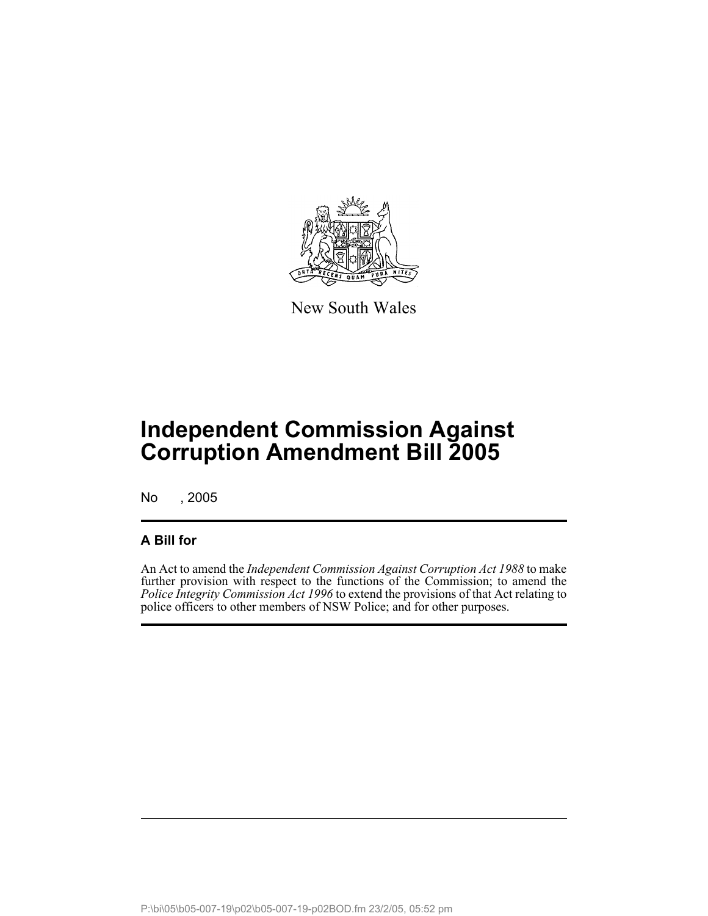New South Wales

# Independent Commission Against Corruption Amendment Bill 2005

No , 2005

## A Bill for

An Act to amend the *Independent Commission Against Corruption Act 1988* to make further provision with respect to the functions of the Commission; to amend the *Police Integrity Commission Act 1996* to extend the provisions of that Act relating to police officers to other members of NSW Police; and for other purposes.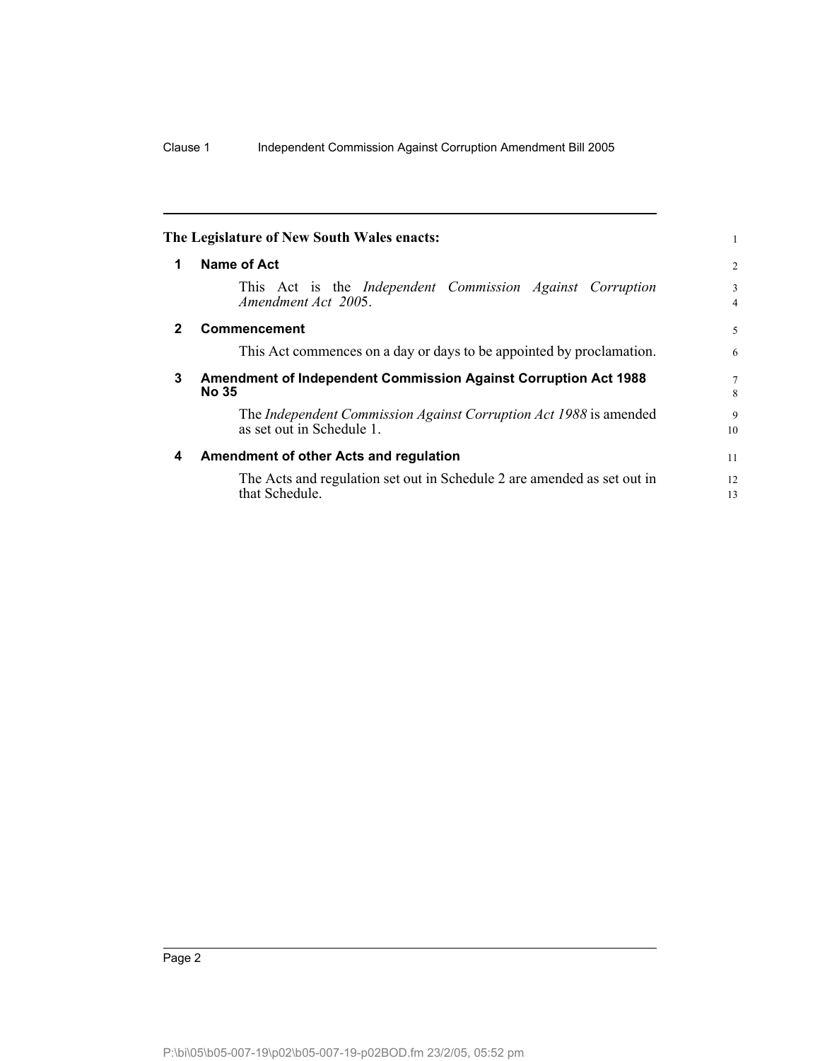**The Legislature of New South Wales enacts:**

## 1 Name of Act

This Act is the *Independent Commission Against Corruption Amendment Act 2005*.

## 2 Commencement

This Act commences on a day or days to be appointed by proclamation.

## 3 Amendment of Independent Commission Against Corruption Act 1988 No 35

The *Independent Commission Against Corruption Act 1988* is amended as set out in Schedule 1.

## 4 Amendment of other Acts and regulation

The Acts and regulation set out in Schedule 2 are amended as set out in that Schedule.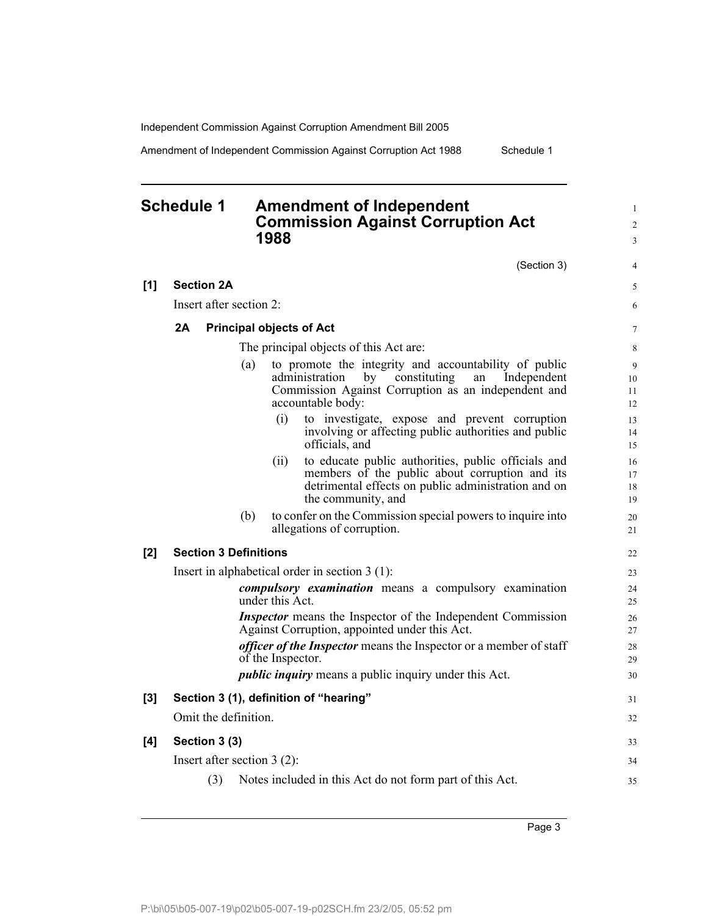# Schedule 1 Amendment of Independent Commission Against Corruption Act 1988

(Section 3)

## [1] Section 2A

Insert after section 2:

### 2A Principal objects of Act

The principal objects of this Act are:

(a) to promote the integrity and accountability of public administration by constituting an Independent Commission Against Corruption as an independent and accountable body:

(i) to investigate, expose and prevent corruption involving or affecting public authorities and public officials, and

(ii) to educate public authorities, public officials and members of the public about corruption and its detrimental effects on public administration and on the community, and

(b) to confer on the Commission special powers to inquire into allegations of corruption.

## [2] Section 3 Definitions

Insert in alphabetical order in section 3 (1):

***compulsory examination*** means a compulsory examination under this Act.

***Inspector*** means the Inspector of the Independent Commission Against Corruption, appointed under this Act.

***officer of the Inspector*** means the Inspector or a member of staff of the Inspector.

***public inquiry*** means a public inquiry under this Act.

## [3] Section 3 (1), definition of "hearing"

Omit the definition.

## [4] Section 3 (3)

Insert after section 3 (2):

(3) Notes included in this Act do not form part of this Act.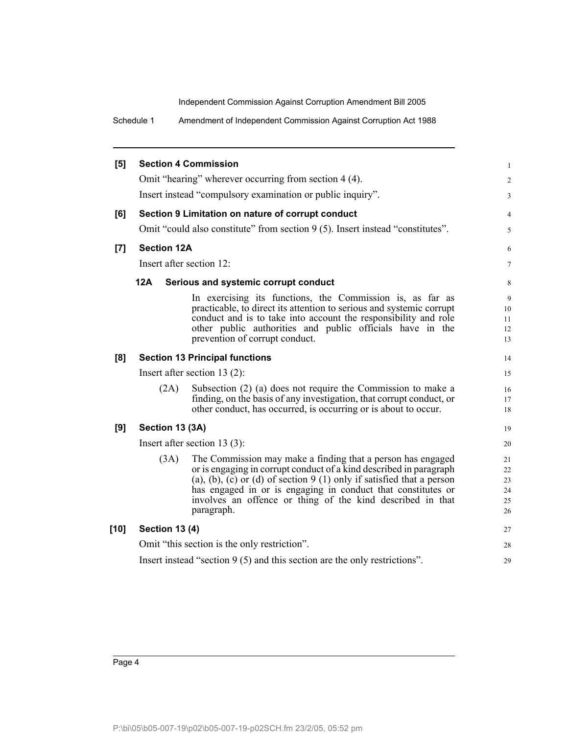**[5] Section 4 Commission**

Omit "hearing" wherever occurring from section 4 (4).

Insert instead "compulsory examination or public inquiry".

**[6] Section 9 Limitation on nature of corrupt conduct**

Omit "could also constitute" from section 9 (5). Insert instead "constitutes".

**[7] Section 12A**

Insert after section 12:

**12A Serious and systemic corrupt conduct**

In exercising its functions, the Commission is, as far as practicable, to direct its attention to serious and systemic corrupt conduct and is to take into account the responsibility and role other public authorities and public officials have in the prevention of corrupt conduct.

**[8] Section 13 Principal functions**

Insert after section 13 (2):

(2A) Subsection (2) (a) does not require the Commission to make a finding, on the basis of any investigation, that corrupt conduct, or other conduct, has occurred, is occurring or is about to occur.

**[9] Section 13 (3A)**

Insert after section 13 (3):

(3A) The Commission may make a finding that a person has engaged or is engaging in corrupt conduct of a kind described in paragraph (a), (b), (c) or (d) of section 9 (1) only if satisfied that a person has engaged in or is engaging in conduct that constitutes or involves an offence or thing of the kind described in that paragraph.

**[10] Section 13 (4)**

Omit "this section is the only restriction".

Insert instead "section 9 (5) and this section are the only restrictions".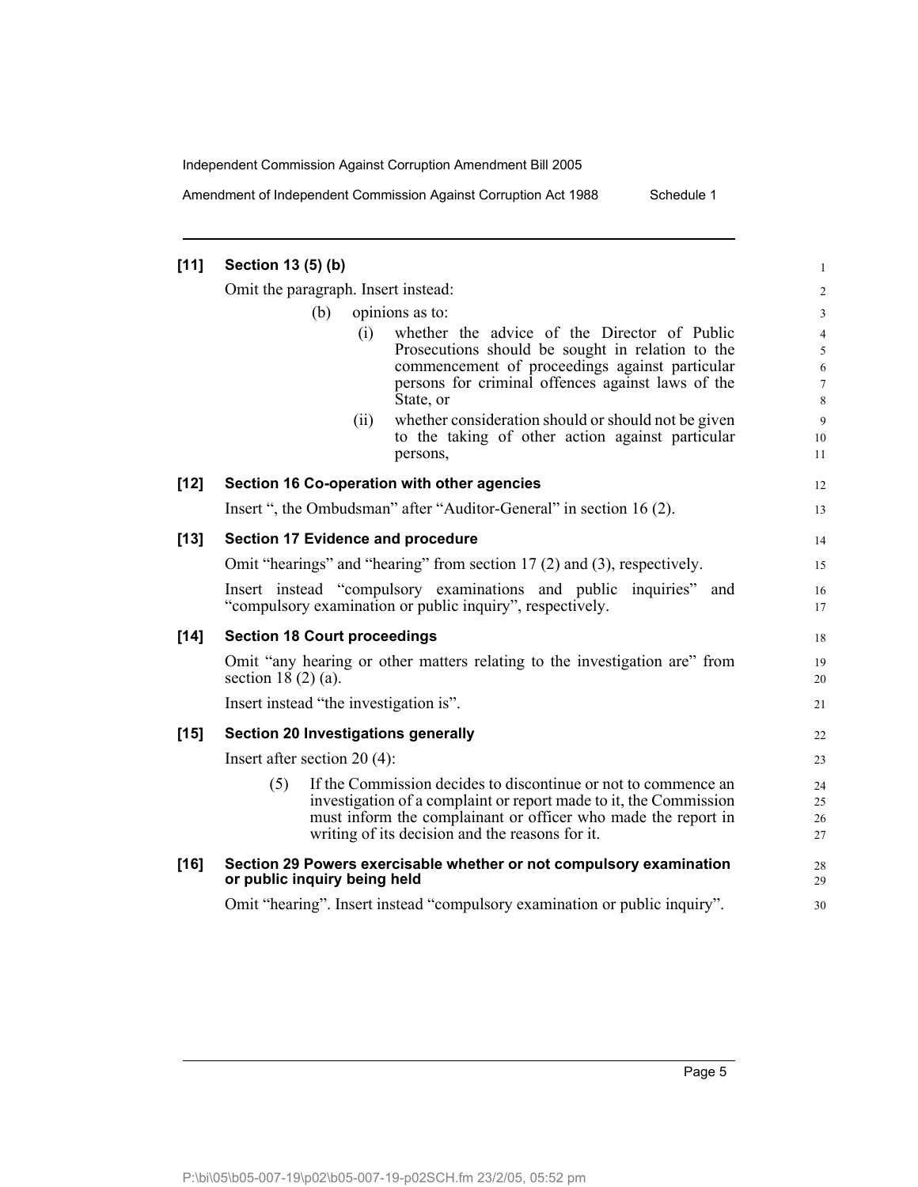**[11] Section 13 (5) (b)**

Omit the paragraph. Insert instead:

(b) opinions as to:

(i) whether the advice of the Director of Public Prosecutions should be sought in relation to the commencement of proceedings against particular persons for criminal offences against laws of the State, or

(ii) whether consideration should or should not be given to the taking of other action against particular persons,

**[12] Section 16 Co-operation with other agencies**

Insert ", the Ombudsman" after "Auditor-General" in section 16 (2).

**[13] Section 17 Evidence and procedure**

Omit "hearings" and "hearing" from section 17 (2) and (3), respectively.

Insert instead "compulsory examinations and public inquiries" and "compulsory examination or public inquiry", respectively.

**[14] Section 18 Court proceedings**

Omit "any hearing or other matters relating to the investigation are" from section 18 (2) (a).

Insert instead "the investigation is".

**[15] Section 20 Investigations generally**

Insert after section 20 (4):

(5) If the Commission decides to discontinue or not to commence an investigation of a complaint or report made to it, the Commission must inform the complainant or officer who made the report in writing of its decision and the reasons for it.

**[16] Section 29 Powers exercisable whether or not compulsory examination or public inquiry being held**

Omit "hearing". Insert instead "compulsory examination or public inquiry".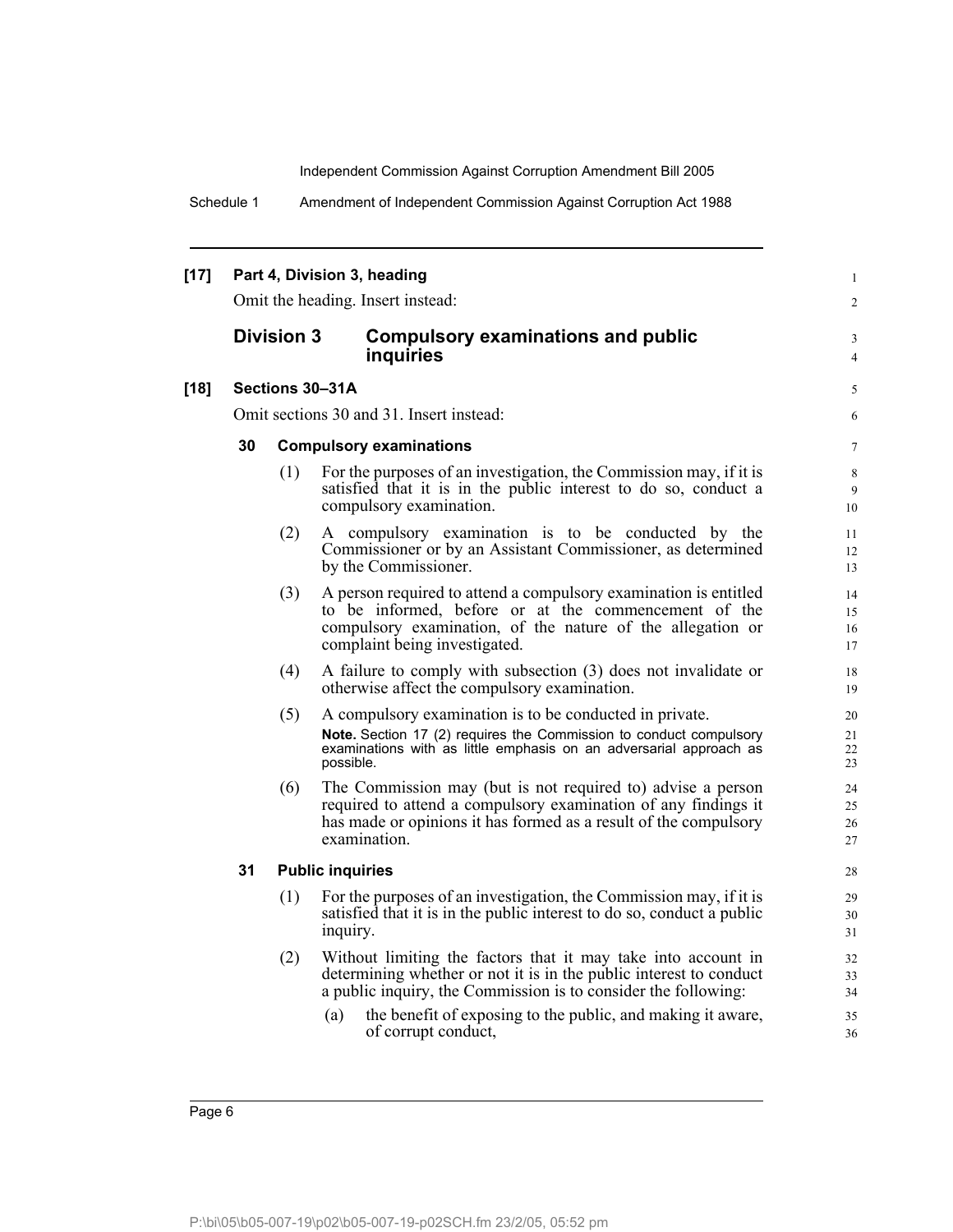**[17] Part 4, Division 3, heading**

Omit the heading. Insert instead:

## Division 3 Compulsory examinations and public inquiries

**[18] Sections 30–31A**

Omit sections 30 and 31. Insert instead:

### 30 Compulsory examinations

(1) For the purposes of an investigation, the Commission may, if it is satisfied that it is in the public interest to do so, conduct a compulsory examination.

(2) A compulsory examination is to be conducted by the Commissioner or by an Assistant Commissioner, as determined by the Commissioner.

(3) A person required to attend a compulsory examination is entitled to be informed, before or at the commencement of the compulsory examination, of the nature of the allegation or complaint being investigated.

(4) A failure to comply with subsection (3) does not invalidate or otherwise affect the compulsory examination.

(5) A compulsory examination is to be conducted in private.

**Note.** Section 17 (2) requires the Commission to conduct compulsory examinations with as little emphasis on an adversarial approach as possible.

(6) The Commission may (but is not required to) advise a person required to attend a compulsory examination of any findings it has made or opinions it has formed as a result of the compulsory examination.

### 31 Public inquiries

(1) For the purposes of an investigation, the Commission may, if it is satisfied that it is in the public interest to do so, conduct a public inquiry.

(2) Without limiting the factors that it may take into account in determining whether or not it is in the public interest to conduct a public inquiry, the Commission is to consider the following:

(a) the benefit of exposing to the public, and making it aware, of corrupt conduct,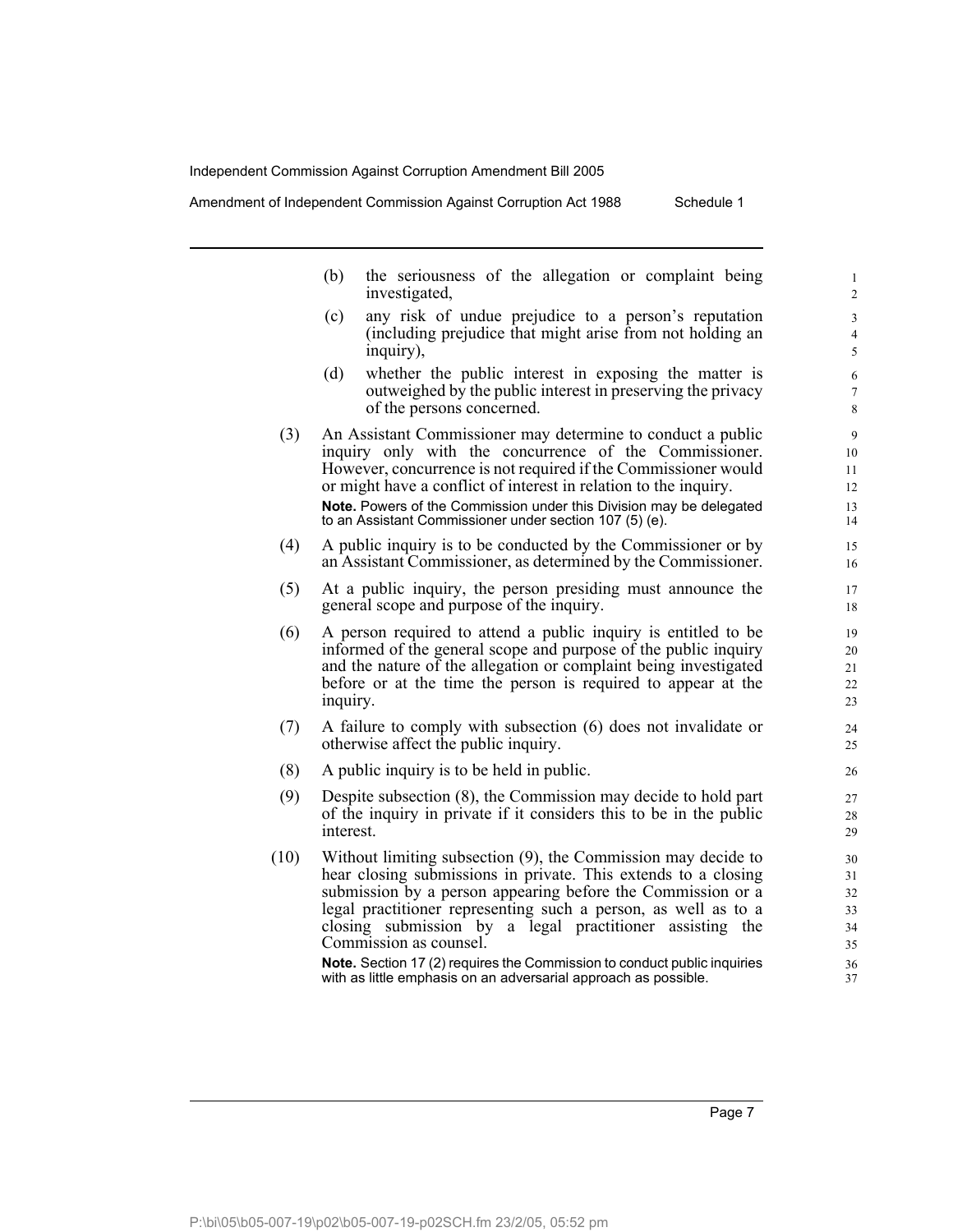(b) the seriousness of the allegation or complaint being investigated,

(c) any risk of undue prejudice to a person's reputation (including prejudice that might arise from not holding an inquiry),

(d) whether the public interest in exposing the matter is outweighed by the public interest in preserving the privacy of the persons concerned.

(3) An Assistant Commissioner may determine to conduct a public inquiry only with the concurrence of the Commissioner. However, concurrence is not required if the Commissioner would or might have a conflict of interest in relation to the inquiry.

**Note.** Powers of the Commission under this Division may be delegated to an Assistant Commissioner under section 107 (5) (e).

(4) A public inquiry is to be conducted by the Commissioner or by an Assistant Commissioner, as determined by the Commissioner.

(5) At a public inquiry, the person presiding must announce the general scope and purpose of the inquiry.

(6) A person required to attend a public inquiry is entitled to be informed of the general scope and purpose of the public inquiry and the nature of the allegation or complaint being investigated before or at the time the person is required to appear at the inquiry.

(7) A failure to comply with subsection (6) does not invalidate or otherwise affect the public inquiry.

(8) A public inquiry is to be held in public.

(9) Despite subsection (8), the Commission may decide to hold part of the inquiry in private if it considers this to be in the public interest.

(10) Without limiting subsection (9), the Commission may decide to hear closing submissions in private. This extends to a closing submission by a person appearing before the Commission or a legal practitioner representing such a person, as well as to a closing submission by a legal practitioner assisting the Commission as counsel.

**Note.** Section 17 (2) requires the Commission to conduct public inquiries with as little emphasis on an adversarial approach as possible.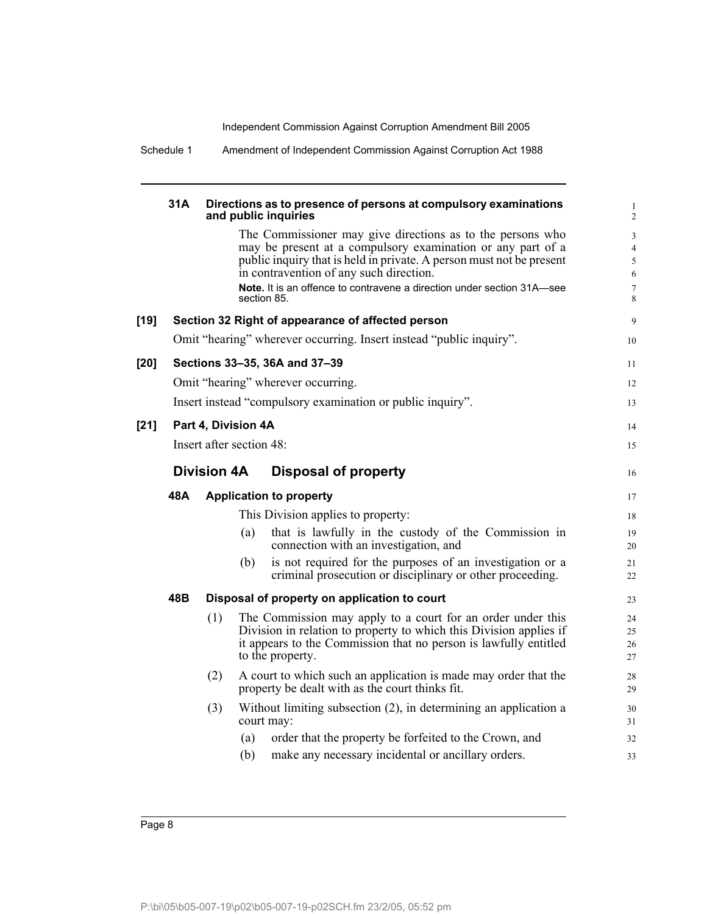**31A Directions as to presence of persons at compulsory examinations and public inquiries**

The Commissioner may give directions as to the persons who may be present at a compulsory examination or any part of a public inquiry that is held in private. A person must not be present in contravention of any such direction.

**Note.** It is an offence to contravene a direction under section 31A—see section 85.

**[19] Section 32 Right of appearance of affected person**

Omit "hearing" wherever occurring. Insert instead "public inquiry".

**[20] Sections 33–35, 36A and 37–39**

Omit "hearing" wherever occurring.

Insert instead "compulsory examination or public inquiry".

**[21] Part 4, Division 4A**

Insert after section 48:

## Division 4A Disposal of property

**48A Application to property**

This Division applies to property:

(a) that is lawfully in the custody of the Commission in connection with an investigation, and

(b) is not required for the purposes of an investigation or a criminal prosecution or disciplinary or other proceeding.

**48B Disposal of property on application to court**

(1) The Commission may apply to a court for an order under this Division in relation to property to which this Division applies if it appears to the Commission that no person is lawfully entitled to the property.

(2) A court to which such an application is made may order that the property be dealt with as the court thinks fit.

(3) Without limiting subsection (2), in determining an application a court may:

(a) order that the property be forfeited to the Crown, and

(b) make any necessary incidental or ancillary orders.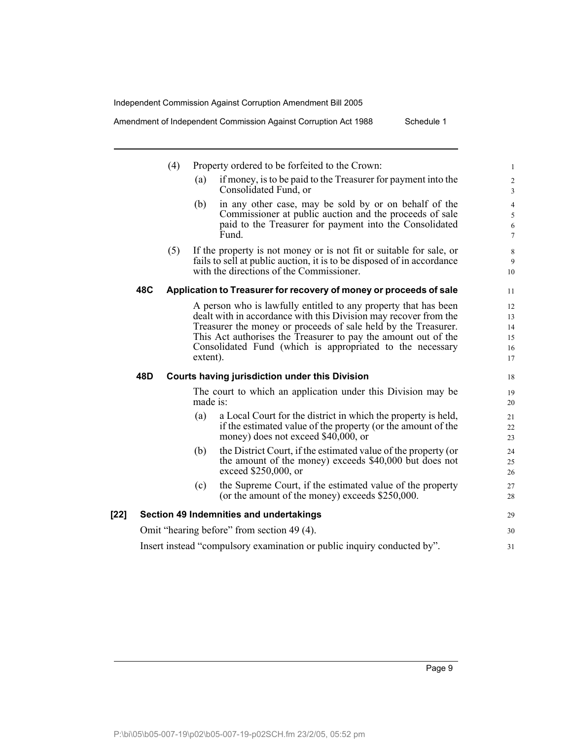(4) Property ordered to be forfeited to the Crown:

(a) if money, is to be paid to the Treasurer for payment into the Consolidated Fund, or

(b) in any other case, may be sold by or on behalf of the Commissioner at public auction and the proceeds of sale paid to the Treasurer for payment into the Consolidated Fund.

(5) If the property is not money or is not fit or suitable for sale, or fails to sell at public auction, it is to be disposed of in accordance with the directions of the Commissioner.

**48C Application to Treasurer for recovery of money or proceeds of sale**

A person who is lawfully entitled to any property that has been dealt with in accordance with this Division may recover from the Treasurer the money or proceeds of sale held by the Treasurer. This Act authorises the Treasurer to pay the amount out of the Consolidated Fund (which is appropriated to the necessary extent).

**48D Courts having jurisdiction under this Division**

The court to which an application under this Division may be made is:

(a) a Local Court for the district in which the property is held, if the estimated value of the property (or the amount of the money) does not exceed $40,000, or

(b) the District Court, if the estimated value of the property (or the amount of the money) exceeds $40,000 but does not exceed $250,000, or

(c) the Supreme Court, if the estimated value of the property (or the amount of the money) exceeds $250,000.

**[22] Section 49 Indemnities and undertakings**

Omit "hearing before" from section 49 (4).

Insert instead "compulsory examination or public inquiry conducted by".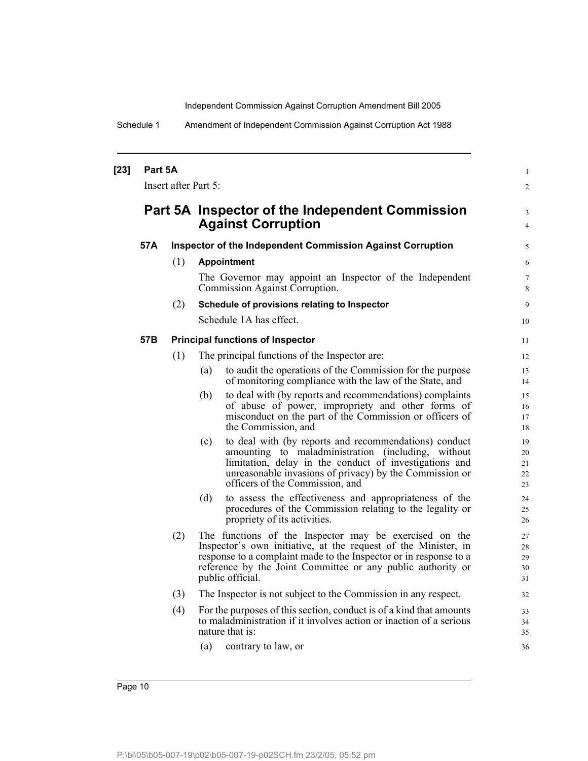**[23] Part 5A**

Insert after Part 5:

## Part 5A Inspector of the Independent Commission Against Corruption

### 57A Inspector of the Independent Commission Against Corruption

(1) **Appointment**

The Governor may appoint an Inspector of the Independent Commission Against Corruption.

(2) **Schedule of provisions relating to Inspector**

Schedule 1A has effect.

### 57B Principal functions of Inspector

(1) The principal functions of the Inspector are:

- (a) to audit the operations of the Commission for the purpose of monitoring compliance with the law of the State, and
- (b) to deal with (by reports and recommendations) complaints of abuse of power, impropriety and other forms of misconduct on the part of the Commission or officers of the Commission, and
- (c) to deal with (by reports and recommendations) conduct amounting to maladministration (including, without limitation, delay in the conduct of investigations and unreasonable invasions of privacy) by the Commission or officers of the Commission, and
- (d) to assess the effectiveness and appropriateness of the procedures of the Commission relating to the legality or propriety of its activities.

(2) The functions of the Inspector may be exercised on the Inspector's own initiative, at the request of the Minister, in response to a complaint made to the Inspector or in response to a reference by the Joint Committee or any public authority or public official.

(3) The Inspector is not subject to the Commission in any respect.

(4) For the purposes of this section, conduct is of a kind that amounts to maladministration if it involves action or inaction of a serious nature that is:

- (a) contrary to law, or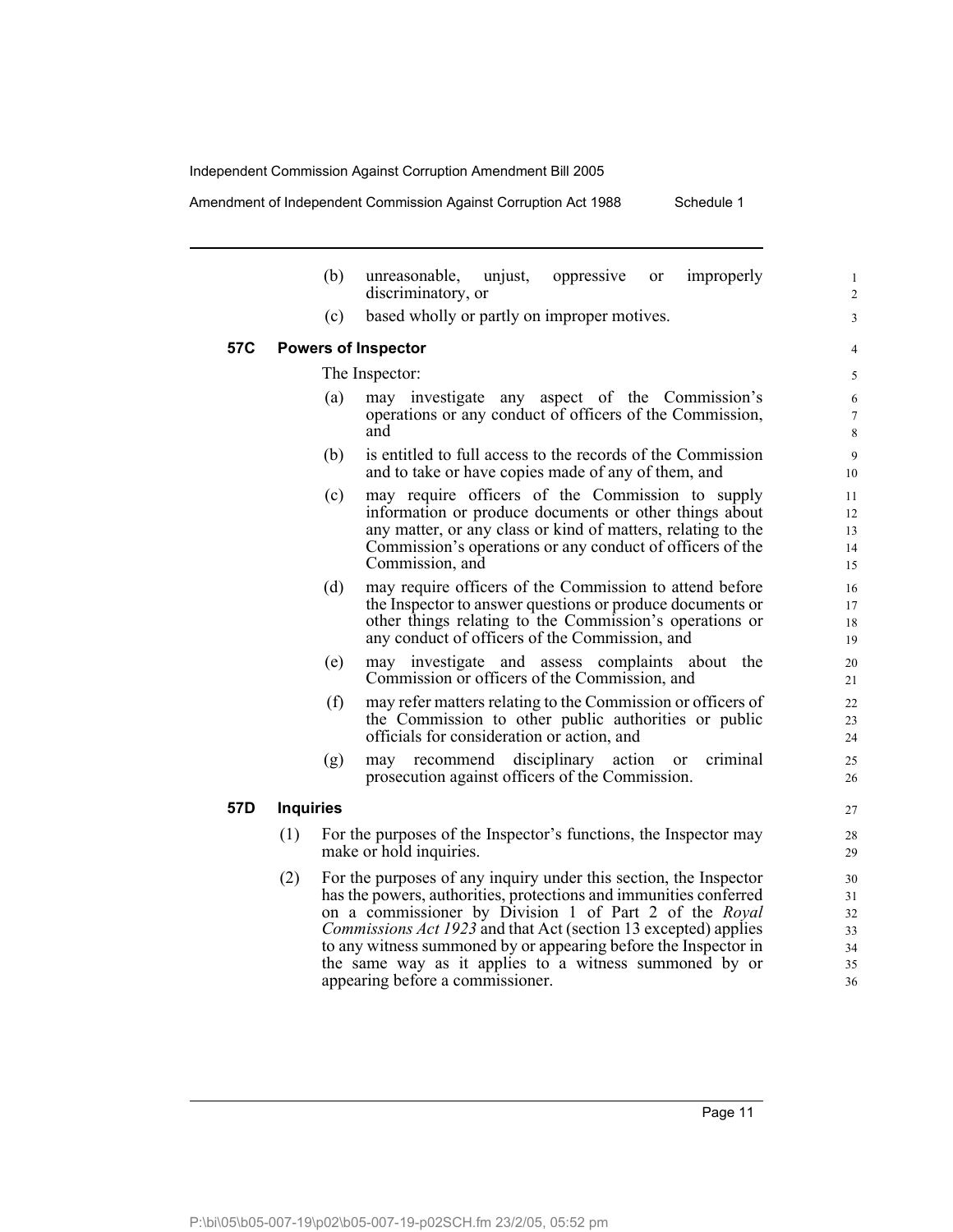(b) unreasonable, unjust, oppressive or improperly discriminatory, or

(c) based wholly or partly on improper motives.

### 57C Powers of Inspector

The Inspector:

(a) may investigate any aspect of the Commission's operations or any conduct of officers of the Commission, and

(b) is entitled to full access to the records of the Commission and to take or have copies made of any of them, and

(c) may require officers of the Commission to supply information or produce documents or other things about any matter, or any class or kind of matters, relating to the Commission's operations or any conduct of officers of the Commission, and

(d) may require officers of the Commission to attend before the Inspector to answer questions or produce documents or other things relating to the Commission's operations or any conduct of officers of the Commission, and

(e) may investigate and assess complaints about the Commission or officers of the Commission, and

(f) may refer matters relating to the Commission or officers of the Commission to other public authorities or public officials for consideration or action, and

(g) may recommend disciplinary action or criminal prosecution against officers of the Commission.

### 57D Inquiries

(1) For the purposes of the Inspector's functions, the Inspector may make or hold inquiries.

(2) For the purposes of any inquiry under this section, the Inspector has the powers, authorities, protections and immunities conferred on a commissioner by Division 1 of Part 2 of the *Royal Commissions Act 1923* and that Act (section 13 excepted) applies to any witness summoned by or appearing before the Inspector in the same way as it applies to a witness summoned by or appearing before a commissioner.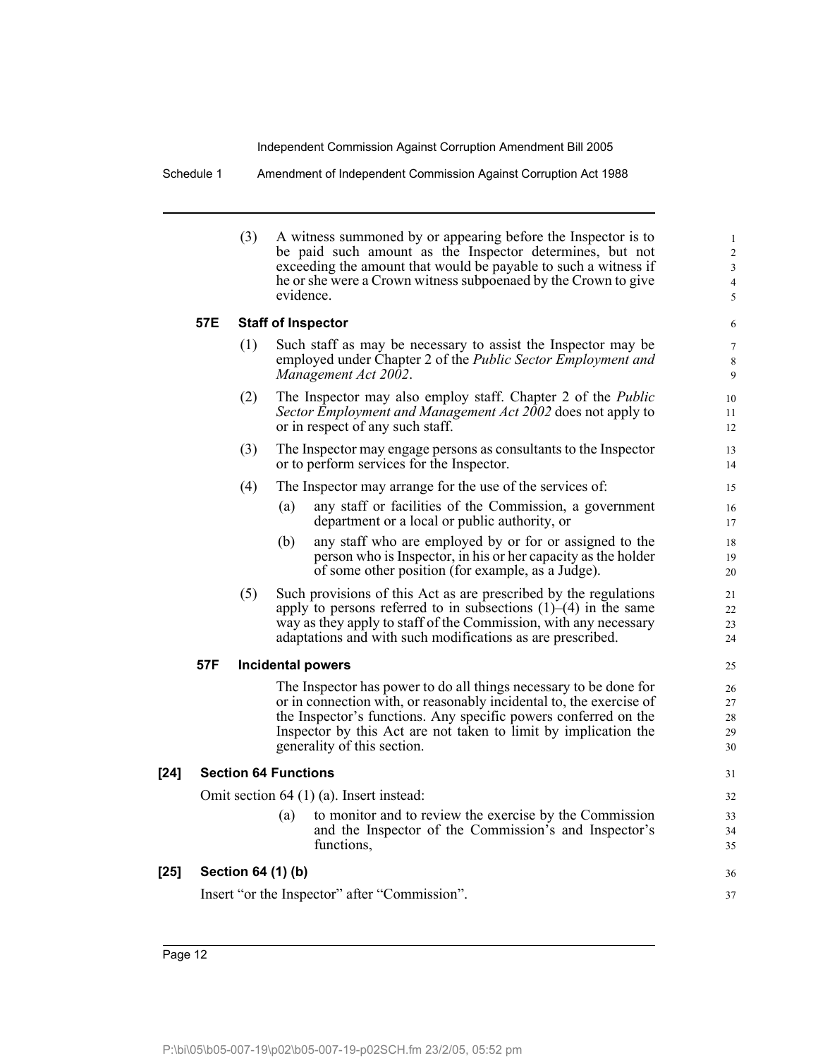(3) A witness summoned by or appearing before the Inspector is to be paid such amount as the Inspector determines, but not exceeding the amount that would be payable to such a witness if he or she were a Crown witness subpoenaed by the Crown to give evidence.

**57E Staff of Inspector**

(1) Such staff as may be necessary to assist the Inspector may be employed under Chapter 2 of the *Public Sector Employment and Management Act 2002*.

(2) The Inspector may also employ staff. Chapter 2 of the *Public Sector Employment and Management Act 2002* does not apply to or in respect of any such staff.

(3) The Inspector may engage persons as consultants to the Inspector or to perform services for the Inspector.

(4) The Inspector may arrange for the use of the services of:

(a) any staff or facilities of the Commission, a government department or a local or public authority, or

(b) any staff who are employed by or for or assigned to the person who is Inspector, in his or her capacity as the holder of some other position (for example, as a Judge).

(5) Such provisions of this Act as are prescribed by the regulations apply to persons referred to in subsections (1)–(4) in the same way as they apply to staff of the Commission, with any necessary adaptations and with such modifications as are prescribed.

**57F Incidental powers**

The Inspector has power to do all things necessary to be done for or in connection with, or reasonably incidental to, the exercise of the Inspector's functions. Any specific powers conferred on the Inspector by this Act are not taken to limit by implication the generality of this section.

**[24] Section 64 Functions**

Omit section 64 (1) (a). Insert instead:

(a) to monitor and to review the exercise by the Commission and the Inspector of the Commission's and Inspector's functions,

**[25] Section 64 (1) (b)**

Insert "or the Inspector" after "Commission".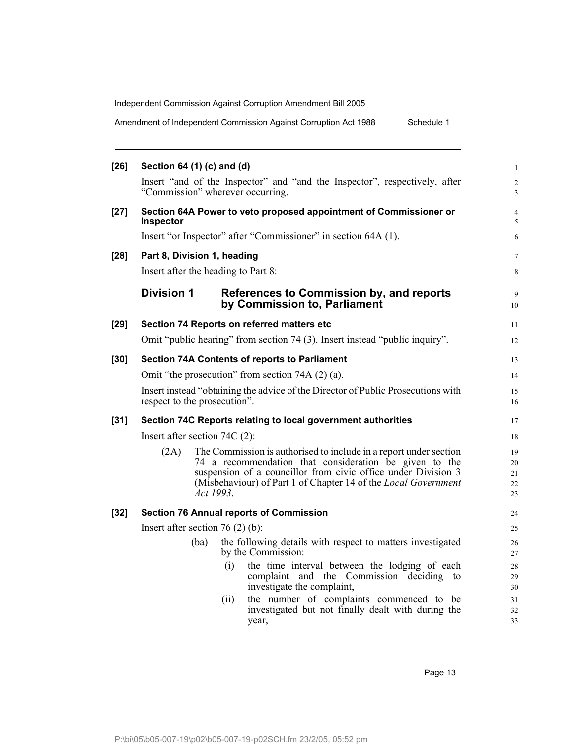**[26] Section 64 (1) (c) and (d)**

Insert "and of the Inspector" and "and the Inspector", respectively, after "Commission" wherever occurring.

**[27] Section 64A Power to veto proposed appointment of Commissioner or Inspector**

Insert "or Inspector" after "Commissioner" in section 64A (1).

**[28] Part 8, Division 1, heading**

Insert after the heading to Part 8:

## Division 1 References to Commission by, and reports by Commission to, Parliament

**[29] Section 74 Reports on referred matters etc**

Omit "public hearing" from section 74 (3). Insert instead "public inquiry".

**[30] Section 74A Contents of reports to Parliament**

Omit "the prosecution" from section 74A (2) (a).

Insert instead "obtaining the advice of the Director of Public Prosecutions with respect to the prosecution".

**[31] Section 74C Reports relating to local government authorities**

Insert after section 74C (2):

(2A) The Commission is authorised to include in a report under section 74 a recommendation that consideration be given to the suspension of a councillor from civic office under Division 3 (Misbehaviour) of Part 1 of Chapter 14 of the *Local Government Act 1993*.

**[32] Section 76 Annual reports of Commission**

Insert after section 76 (2) (b):

(ba) the following details with respect to matters investigated by the Commission:

(i) the time interval between the lodging of each complaint and the Commission deciding to investigate the complaint,

(ii) the number of complaints commenced to be investigated but not finally dealt with during the year,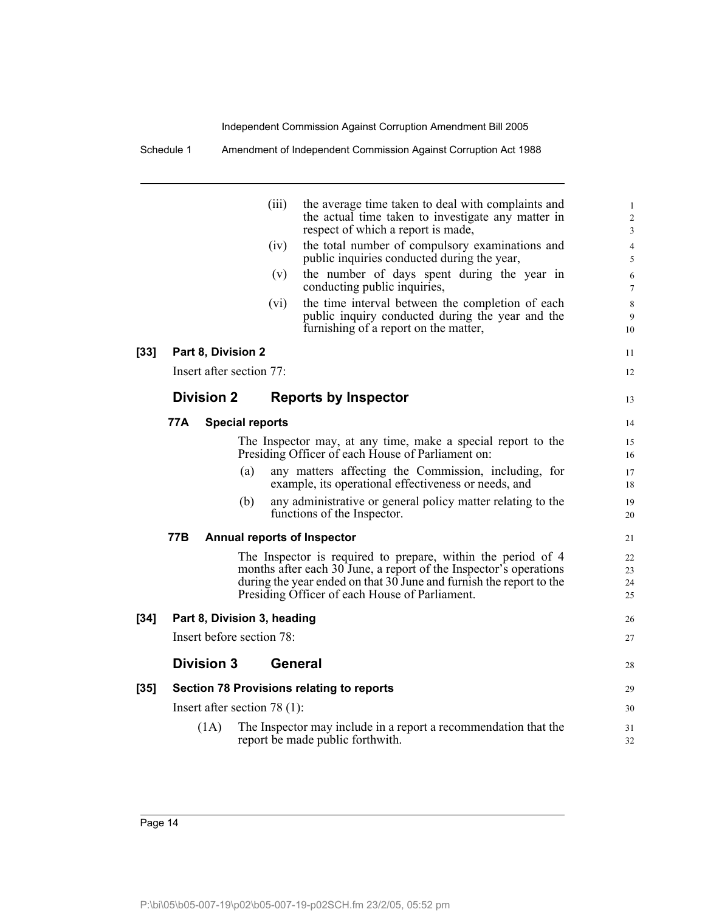(iii) the average time taken to deal with complaints and the actual time taken to investigate any matter in respect of which a report is made,

(iv) the total number of compulsory examinations and public inquiries conducted during the year,

(v) the number of days spent during the year in conducting public inquiries,

(vi) the time interval between the completion of each public inquiry conducted during the year and the furnishing of a report on the matter,

**[33] Part 8, Division 2**

Insert after section 77:

## Division 2 Reports by Inspector

### 77A Special reports

The Inspector may, at any time, make a special report to the Presiding Officer of each House of Parliament on:

(a) any matters affecting the Commission, including, for example, its operational effectiveness or needs, and

(b) any administrative or general policy matter relating to the functions of the Inspector.

### 77B Annual reports of Inspector

The Inspector is required to prepare, within the period of 4 months after each 30 June, a report of the Inspector's operations during the year ended on that 30 June and furnish the report to the Presiding Officer of each House of Parliament.

**[34] Part 8, Division 3, heading**

Insert before section 78:

## Division 3 General

**[35] Section 78 Provisions relating to reports**

Insert after section 78 (1):

(1A) The Inspector may include in a report a recommendation that the report be made public forthwith.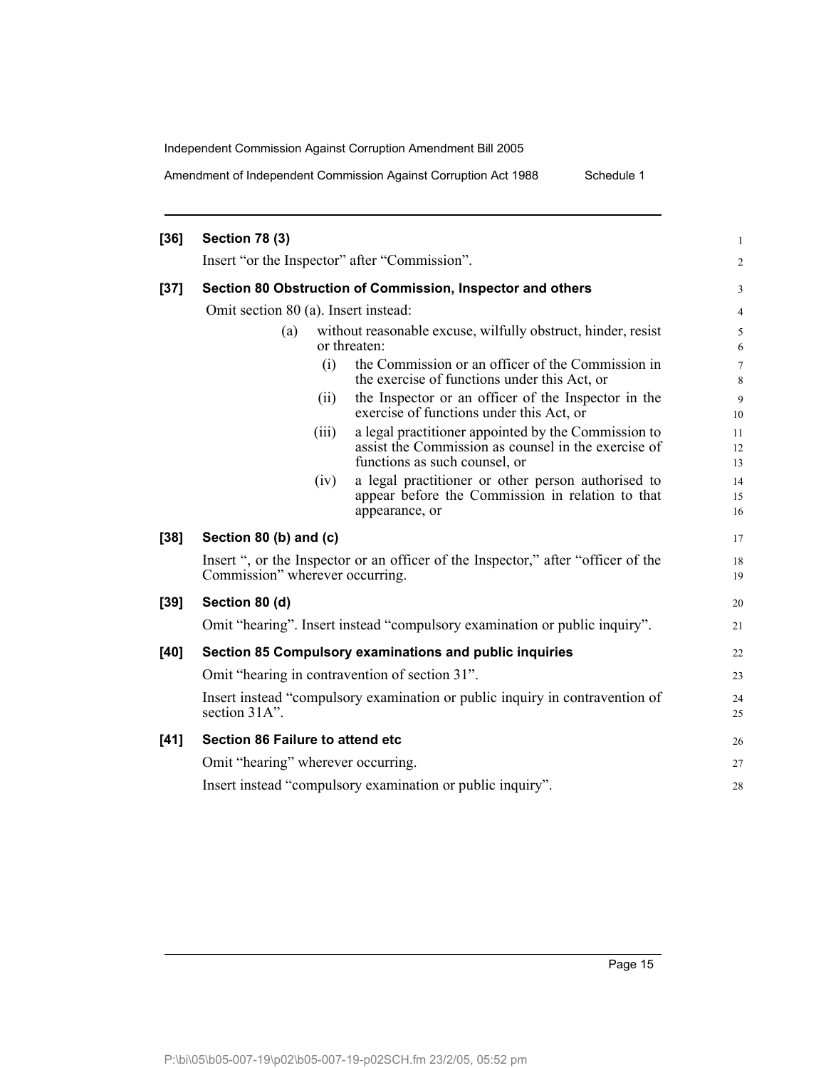**[36] Section 78 (3)**

Insert "or the Inspector" after "Commission".

**[37] Section 80 Obstruction of Commission, Inspector and others**

Omit section 80 (a). Insert instead:

> (a) without reasonable excuse, wilfully obstruct, hinder, resist or threaten:
>
> (i) the Commission or an officer of the Commission in the exercise of functions under this Act, or
>
> (ii) the Inspector or an officer of the Inspector in the exercise of functions under this Act, or
>
> (iii) a legal practitioner appointed by the Commission to assist the Commission as counsel in the exercise of functions as such counsel, or
>
> (iv) a legal practitioner or other person authorised to appear before the Commission in relation to that appearance, or

**[38] Section 80 (b) and (c)**

Insert ", or the Inspector or an officer of the Inspector," after "officer of the Commission" wherever occurring.

**[39] Section 80 (d)**

Omit "hearing". Insert instead "compulsory examination or public inquiry".

**[40] Section 85 Compulsory examinations and public inquiries**

Omit "hearing in contravention of section 31".

Insert instead "compulsory examination or public inquiry in contravention of section 31A".

**[41] Section 86 Failure to attend etc**

Omit "hearing" wherever occurring.

Insert instead "compulsory examination or public inquiry".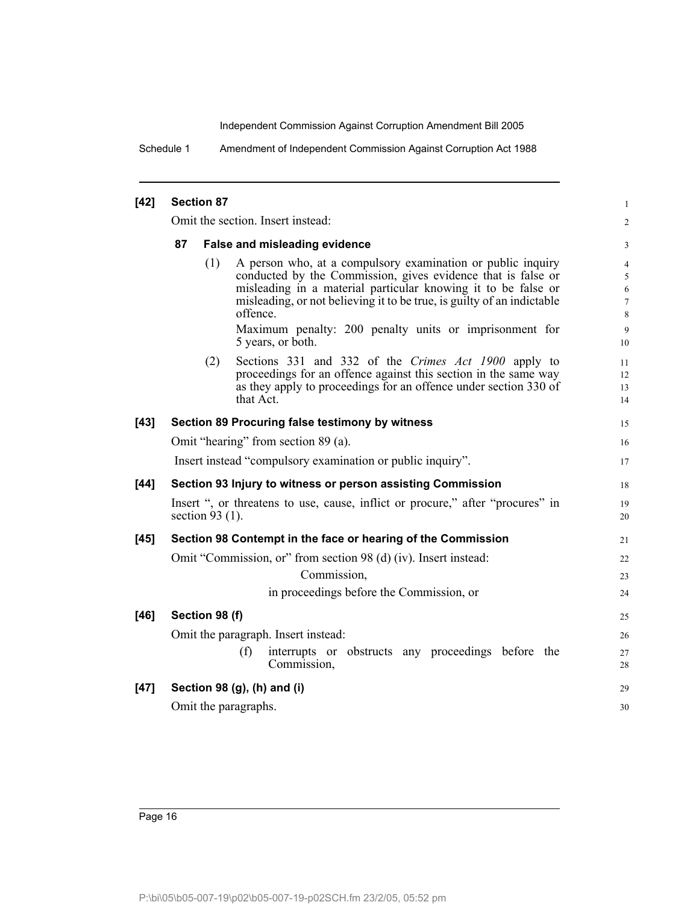**[42] Section 87**

Omit the section. Insert instead:

**87 False and misleading evidence**

(1) A person who, at a compulsory examination or public inquiry conducted by the Commission, gives evidence that is false or misleading in a material particular knowing it to be false or misleading, or not believing it to be true, is guilty of an indictable offence.

Maximum penalty: 200 penalty units or imprisonment for 5 years, or both.

(2) Sections 331 and 332 of the *Crimes Act 1900* apply to proceedings for an offence against this section in the same way as they apply to proceedings for an offence under section 330 of that Act.

**[43] Section 89 Procuring false testimony by witness**

Omit "hearing" from section 89 (a).

Insert instead "compulsory examination or public inquiry".

**[44] Section 93 Injury to witness or person assisting Commission**

Insert ", or threatens to use, cause, inflict or procure," after "procures" in section 93 (1).

**[45] Section 98 Contempt in the face or hearing of the Commission**

Omit "Commission, or" from section 98 (d) (iv). Insert instead:

Commission,

in proceedings before the Commission, or

**[46] Section 98 (f)**

Omit the paragraph. Insert instead:

(f) interrupts or obstructs any proceedings before the Commission,

**[47] Section 98 (g), (h) and (i)**

Omit the paragraphs.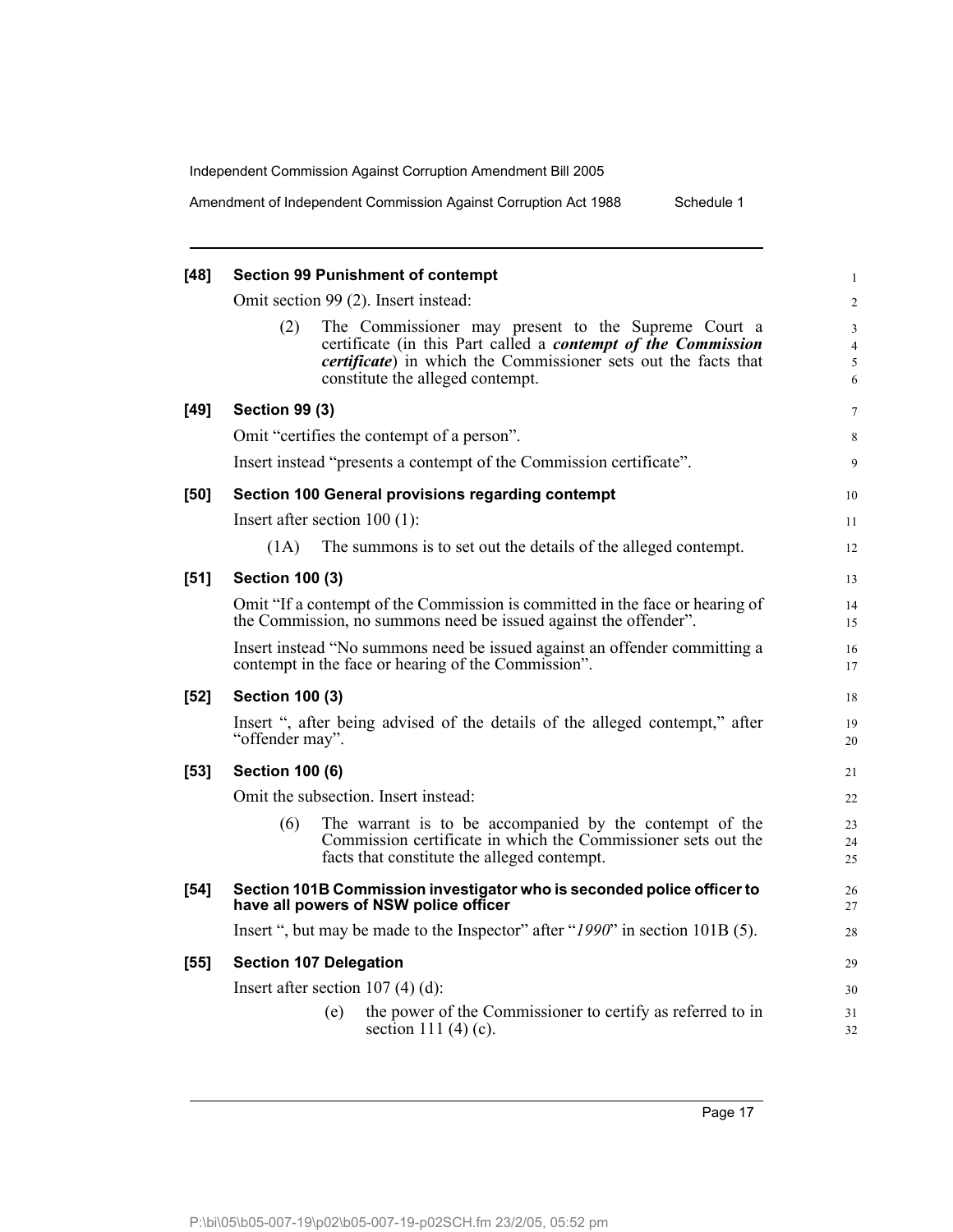**[48] Section 99 Punishment of contempt**

Omit section 99 (2). Insert instead:

(2) The Commissioner may present to the Supreme Court a certificate (in this Part called a ***contempt of the Commission certificate***) in which the Commissioner sets out the facts that constitute the alleged contempt.

**[49] Section 99 (3)**

Omit "certifies the contempt of a person".

Insert instead "presents a contempt of the Commission certificate".

**[50] Section 100 General provisions regarding contempt**

Insert after section 100 (1):

(1A) The summons is to set out the details of the alleged contempt.

**[51] Section 100 (3)**

Omit "If a contempt of the Commission is committed in the face or hearing of the Commission, no summons need be issued against the offender".

Insert instead "No summons need be issued against an offender committing a contempt in the face or hearing of the Commission".

**[52] Section 100 (3)**

Insert ", after being advised of the details of the alleged contempt," after "offender may".

**[53] Section 100 (6)**

Omit the subsection. Insert instead:

(6) The warrant is to be accompanied by the contempt of the Commission certificate in which the Commissioner sets out the facts that constitute the alleged contempt.

**[54] Section 101B Commission investigator who is seconded police officer to have all powers of NSW police officer**

Insert ", but may be made to the Inspector" after "*1990*" in section 101B (5).

**[55] Section 107 Delegation**

Insert after section 107 (4) (d):

(e) the power of the Commissioner to certify as referred to in section 111 (4) (c).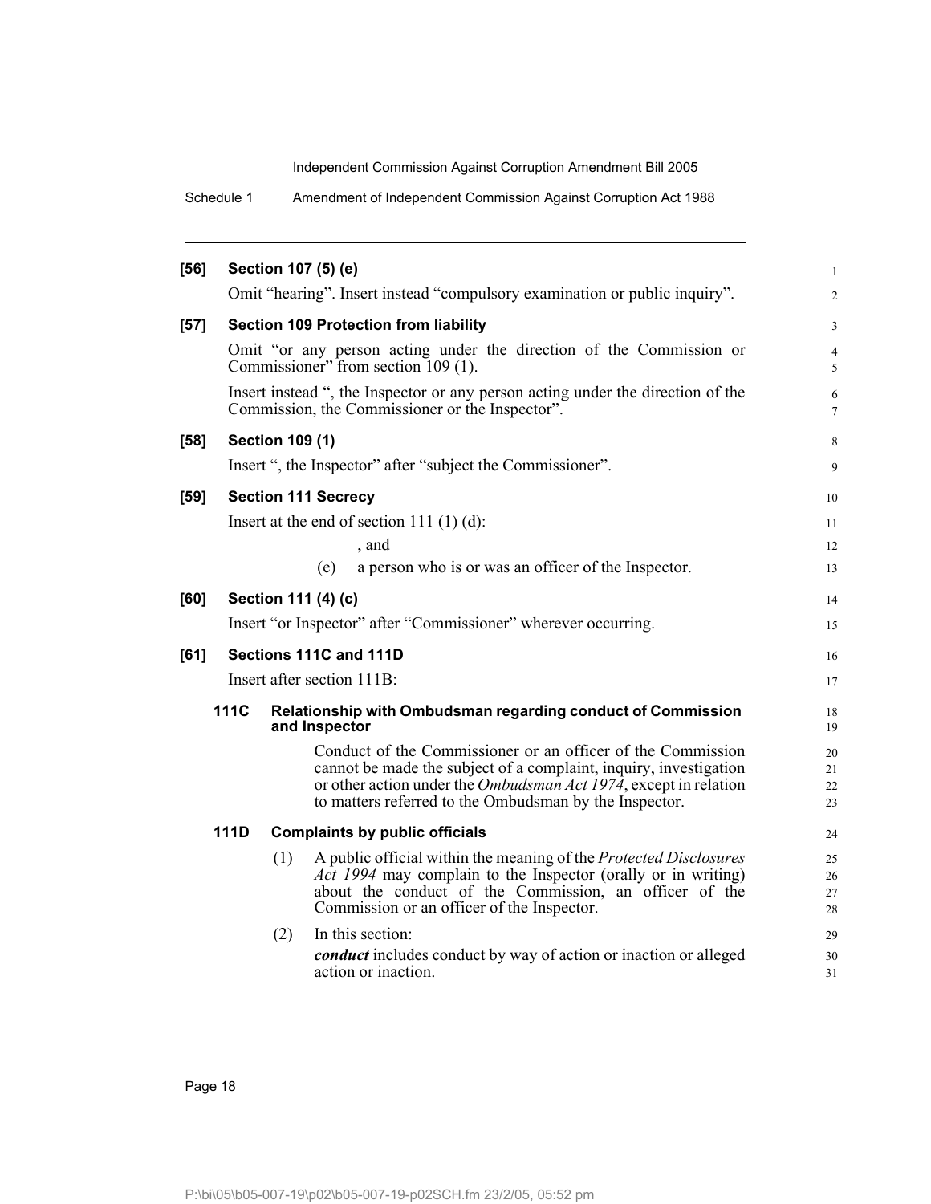**[56] Section 107 (5) (e)**

Omit "hearing". Insert instead "compulsory examination or public inquiry".

**[57] Section 109 Protection from liability**

Omit "or any person acting under the direction of the Commission or Commissioner" from section 109 (1).

Insert instead ", the Inspector or any person acting under the direction of the Commission, the Commissioner or the Inspector".

**[58] Section 109 (1)**

Insert ", the Inspector" after "subject the Commissioner".

**[59] Section 111 Secrecy**

Insert at the end of section 111 (1) (d):

, and

(e) a person who is or was an officer of the Inspector.

**[60] Section 111 (4) (c)**

Insert "or Inspector" after "Commissioner" wherever occurring.

**[61] Sections 111C and 111D**

Insert after section 111B:

**111C Relationship with Ombudsman regarding conduct of Commission and Inspector**

Conduct of the Commissioner or an officer of the Commission cannot be made the subject of a complaint, inquiry, investigation or other action under the *Ombudsman Act 1974*, except in relation to matters referred to the Ombudsman by the Inspector.

**111D Complaints by public officials**

(1) A public official within the meaning of the *Protected Disclosures Act 1994* may complain to the Inspector (orally or in writing) about the conduct of the Commission, an officer of the Commission or an officer of the Inspector.

(2) In this section:

***conduct*** includes conduct by way of action or inaction or alleged action or inaction.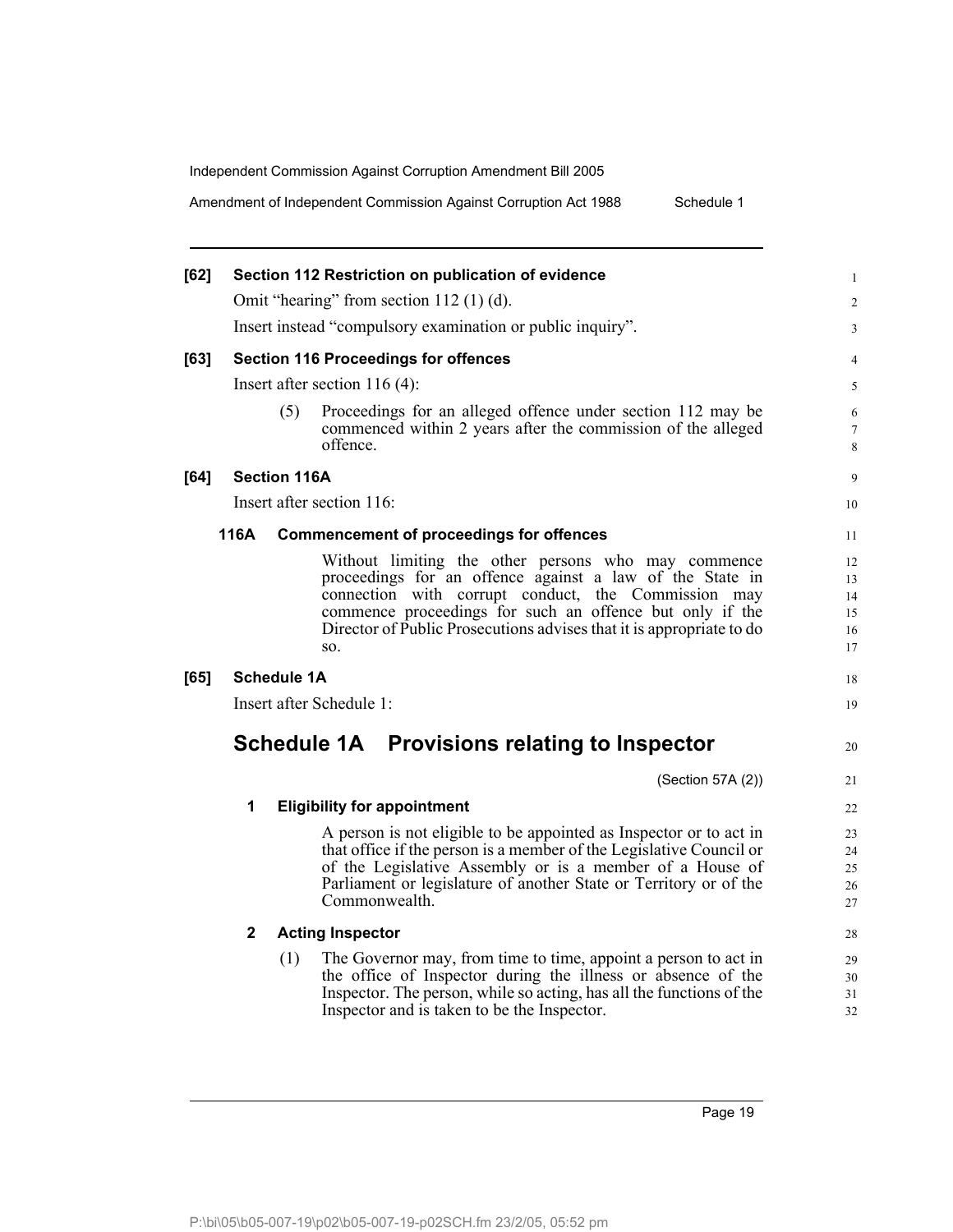**[62] Section 112 Restriction on publication of evidence**

Omit "hearing" from section 112 (1) (d).

Insert instead "compulsory examination or public inquiry".

**[63] Section 116 Proceedings for offences**

Insert after section 116 (4):

(5) Proceedings for an alleged offence under section 112 may be commenced within 2 years after the commission of the alleged offence.

**[64] Section 116A**

Insert after section 116:

**116A Commencement of proceedings for offences**

Without limiting the other persons who may commence proceedings for an offence against a law of the State in connection with corrupt conduct, the Commission may commence proceedings for such an offence but only if the Director of Public Prosecutions advises that it is appropriate to do so.

**[65] Schedule 1A**

Insert after Schedule 1:

## Schedule 1A Provisions relating to Inspector

(Section 57A (2))

**1 Eligibility for appointment**

A person is not eligible to be appointed as Inspector or to act in that office if the person is a member of the Legislative Council or of the Legislative Assembly or is a member of a House of Parliament or legislature of another State or Territory or of the Commonwealth.

**2 Acting Inspector**

(1) The Governor may, from time to time, appoint a person to act in the office of Inspector during the illness or absence of the Inspector. The person, while so acting, has all the functions of the Inspector and is taken to be the Inspector.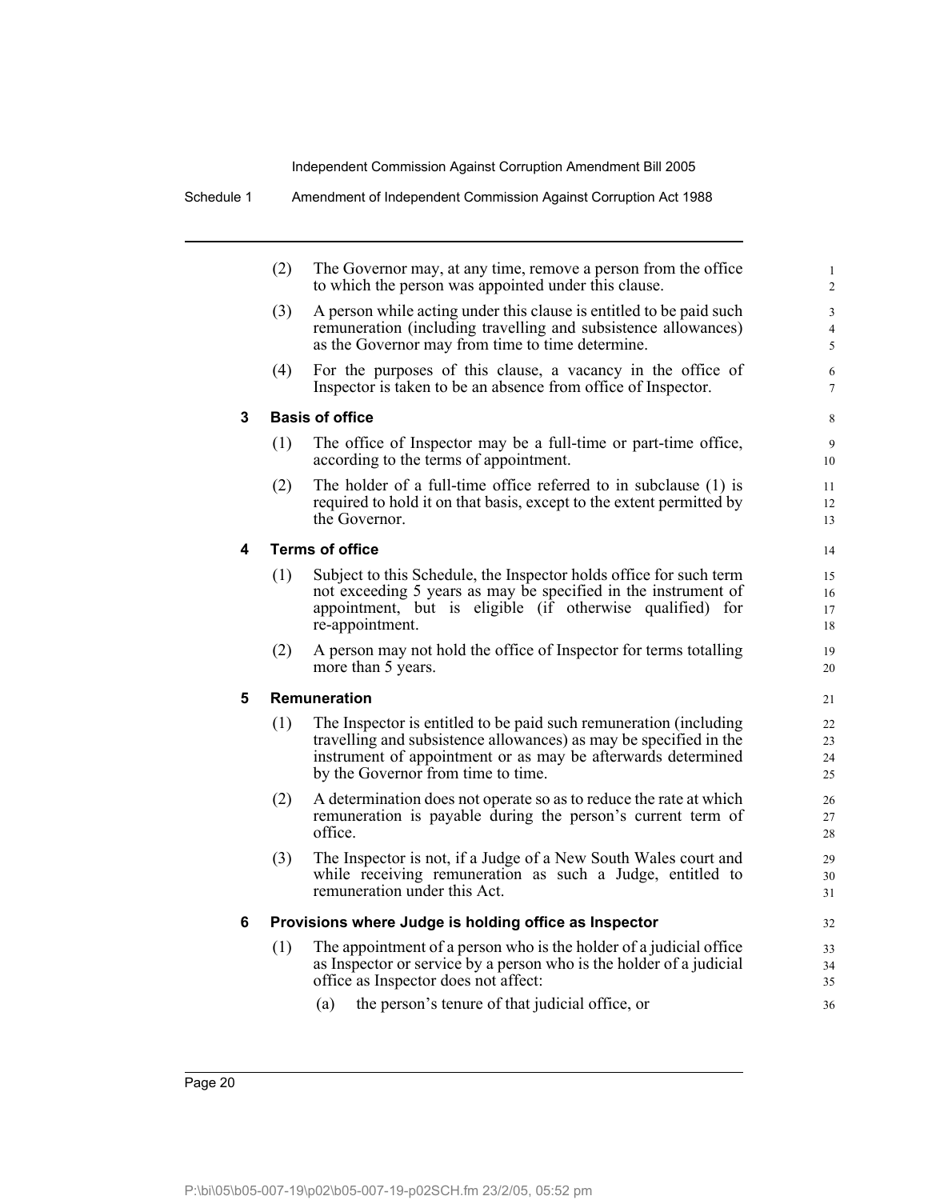(2) The Governor may, at any time, remove a person from the office to which the person was appointed under this clause.

(3) A person while acting under this clause is entitled to be paid such remuneration (including travelling and subsistence allowances) as the Governor may from time to time determine.

(4) For the purposes of this clause, a vacancy in the office of Inspector is taken to be an absence from office of Inspector.

### 3 Basis of office

(1) The office of Inspector may be a full-time or part-time office, according to the terms of appointment.

(2) The holder of a full-time office referred to in subclause (1) is required to hold it on that basis, except to the extent permitted by the Governor.

### 4 Terms of office

(1) Subject to this Schedule, the Inspector holds office for such term not exceeding 5 years as may be specified in the instrument of appointment, but is eligible (if otherwise qualified) for re-appointment.

(2) A person may not hold the office of Inspector for terms totalling more than 5 years.

### 5 Remuneration

(1) The Inspector is entitled to be paid such remuneration (including travelling and subsistence allowances) as may be specified in the instrument of appointment or as may be afterwards determined by the Governor from time to time.

(2) A determination does not operate so as to reduce the rate at which remuneration is payable during the person's current term of office.

(3) The Inspector is not, if a Judge of a New South Wales court and while receiving remuneration as such a Judge, entitled to remuneration under this Act.

### 6 Provisions where Judge is holding office as Inspector

(1) The appointment of a person who is the holder of a judicial office as Inspector or service by a person who is the holder of a judicial office as Inspector does not affect:

(a) the person's tenure of that judicial office, or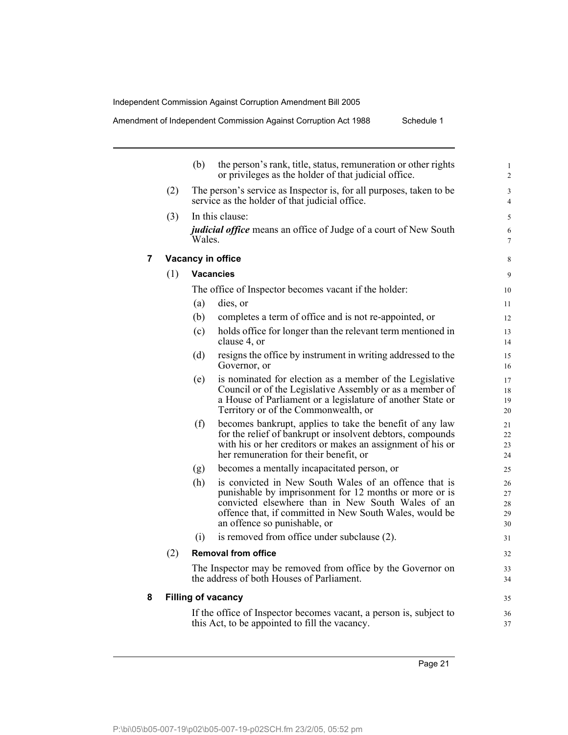(b) the person's rank, title, status, remuneration or other rights or privileges as the holder of that judicial office.

(2) The person's service as Inspector is, for all purposes, taken to be service as the holder of that judicial office.

(3) In this clause:

***judicial office*** means an office of Judge of a court of New South Wales.

### 7 Vacancy in office

(1) **Vacancies**

The office of Inspector becomes vacant if the holder:

(a) dies, or

(b) completes a term of office and is not re-appointed, or

(c) holds office for longer than the relevant term mentioned in clause 4, or

(d) resigns the office by instrument in writing addressed to the Governor, or

(e) is nominated for election as a member of the Legislative Council or of the Legislative Assembly or as a member of a House of Parliament or a legislature of another State or Territory or of the Commonwealth, or

(f) becomes bankrupt, applies to take the benefit of any law for the relief of bankrupt or insolvent debtors, compounds with his or her creditors or makes an assignment of his or her remuneration for their benefit, or

(g) becomes a mentally incapacitated person, or

(h) is convicted in New South Wales of an offence that is punishable by imprisonment for 12 months or more or is convicted elsewhere than in New South Wales of an offence that, if committed in New South Wales, would be an offence so punishable, or

(i) is removed from office under subclause (2).

(2) **Removal from office**

The Inspector may be removed from office by the Governor on the address of both Houses of Parliament.

### 8 Filling of vacancy

If the office of Inspector becomes vacant, a person is, subject to this Act, to be appointed to fill the vacancy.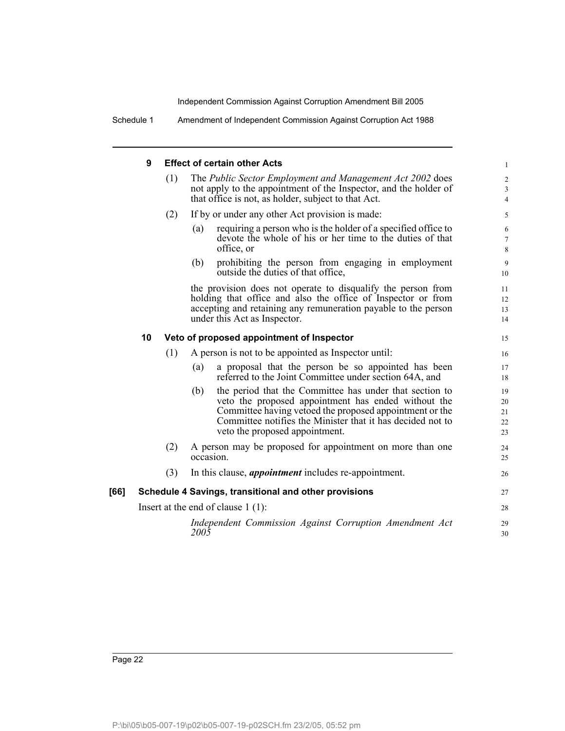#### 9 Effect of certain other Acts

(1) The *Public Sector Employment and Management Act 2002* does not apply to the appointment of the Inspector, and the holder of that office is not, as holder, subject to that Act.

(2) If by or under any other Act provision is made:

(a) requiring a person who is the holder of a specified office to devote the whole of his or her time to the duties of that office, or

(b) prohibiting the person from engaging in employment outside the duties of that office,

the provision does not operate to disqualify the person from holding that office and also the office of Inspector or from accepting and retaining any remuneration payable to the person under this Act as Inspector.

#### 10 Veto of proposed appointment of Inspector

(1) A person is not to be appointed as Inspector until:

(a) a proposal that the person be so appointed has been referred to the Joint Committee under section 64A, and

(b) the period that the Committee has under that section to veto the proposed appointment has ended without the Committee having vetoed the proposed appointment or the Committee notifies the Minister that it has decided not to veto the proposed appointment.

(2) A person may be proposed for appointment on more than one occasion.

(3) In this clause, ***appointment*** includes re-appointment.

### [66] Schedule 4 Savings, transitional and other provisions

Insert at the end of clause 1 (1):

*Independent Commission Against Corruption Amendment Act 2005*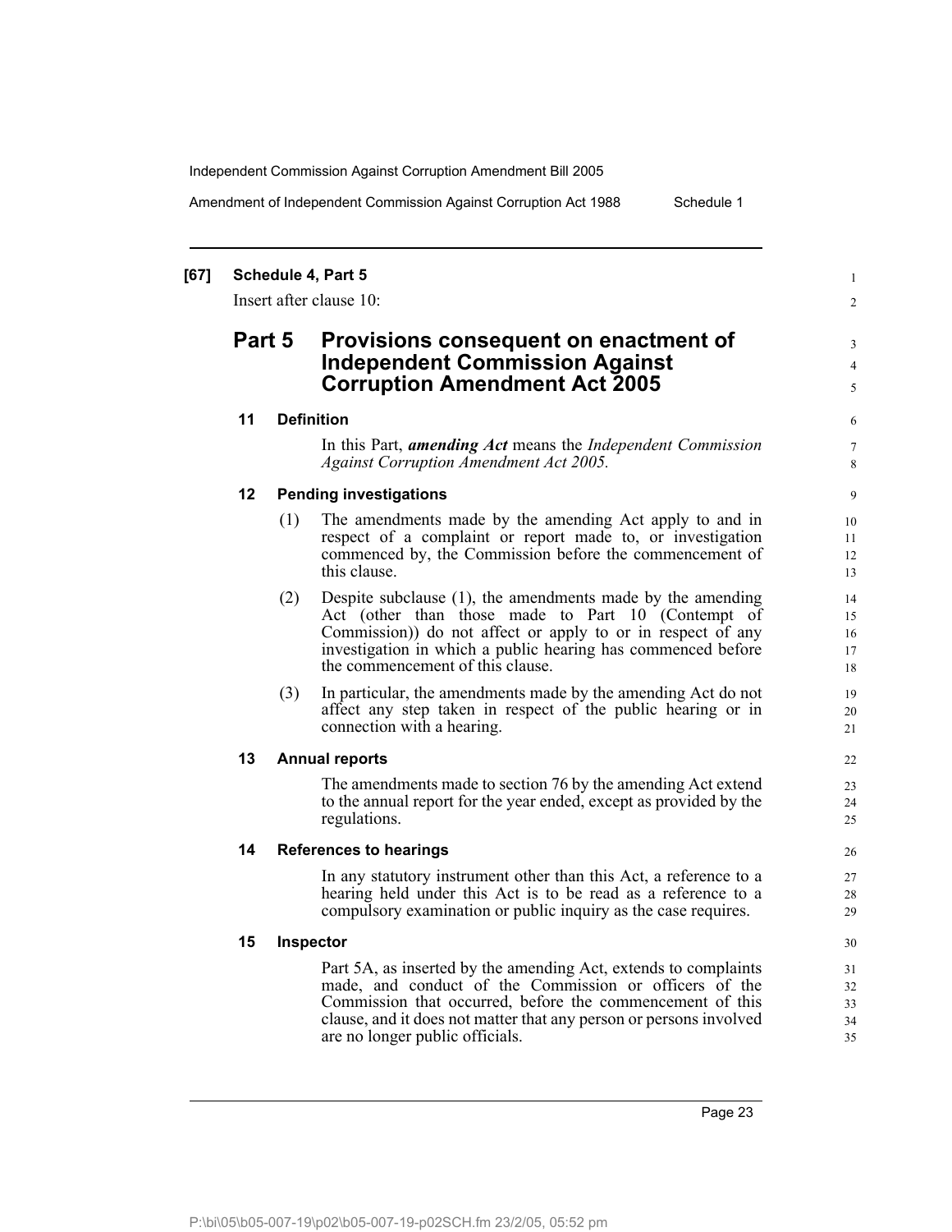**[67] Schedule 4, Part 5**

Insert after clause 10:

## Part 5 Provisions consequent on enactment of Independent Commission Against Corruption Amendment Act 2005

### 11 Definition

In this Part, ***amending Act*** means the *Independent Commission Against Corruption Amendment Act 2005*.

### 12 Pending investigations

(1) The amendments made by the amending Act apply to and in respect of a complaint or report made to, or investigation commenced by, the Commission before the commencement of this clause.

(2) Despite subclause (1), the amendments made by the amending Act (other than those made to Part 10 (Contempt of Commission)) do not affect or apply to or in respect of any investigation in which a public hearing has commenced before the commencement of this clause.

(3) In particular, the amendments made by the amending Act do not affect any step taken in respect of the public hearing or in connection with a hearing.

### 13 Annual reports

The amendments made to section 76 by the amending Act extend to the annual report for the year ended, except as provided by the regulations.

### 14 References to hearings

In any statutory instrument other than this Act, a reference to a hearing held under this Act is to be read as a reference to a compulsory examination or public inquiry as the case requires.

### 15 Inspector

Part 5A, as inserted by the amending Act, extends to complaints made, and conduct of the Commission or officers of the Commission that occurred, before the commencement of this clause, and it does not matter that any person or persons involved are no longer public officials.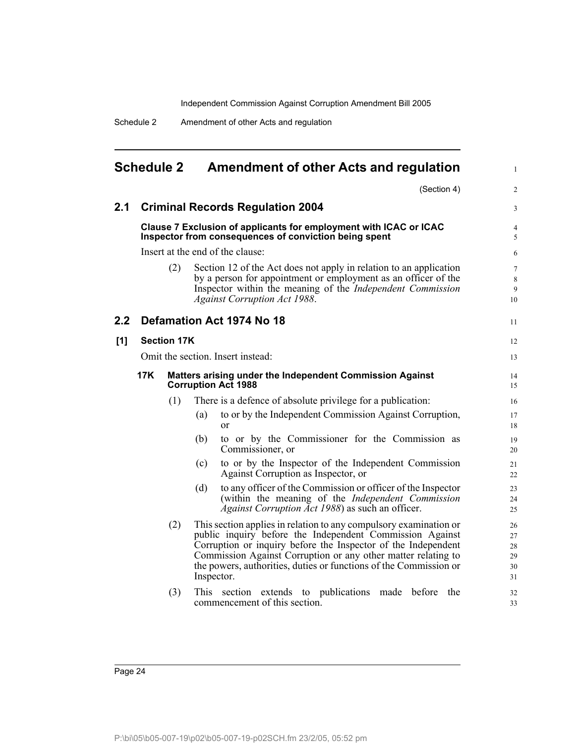# Schedule 2 Amendment of other Acts and regulation

(Section 4)

## 2.1 Criminal Records Regulation 2004

**Clause 7 Exclusion of applicants for employment with ICAC or ICAC Inspector from consequences of conviction being spent**

Insert at the end of the clause:

(2) Section 12 of the Act does not apply in relation to an application by a person for appointment or employment as an officer of the Inspector within the meaning of the *Independent Commission Against Corruption Act 1988*.

## 2.2 Defamation Act 1974 No 18

**[1] Section 17K**

Omit the section. Insert instead:

**17K Matters arising under the Independent Commission Against Corruption Act 1988**

(1) There is a defence of absolute privilege for a publication:

(a) to or by the Independent Commission Against Corruption, or

(b) to or by the Commissioner for the Commission as Commissioner, or

(c) to or by the Inspector of the Independent Commission Against Corruption as Inspector, or

(d) to any officer of the Commission or officer of the Inspector (within the meaning of the *Independent Commission Against Corruption Act 1988*) as such an officer.

(2) This section applies in relation to any compulsory examination or public inquiry before the Independent Commission Against Corruption or inquiry before the Inspector of the Independent Commission Against Corruption or any other matter relating to the powers, authorities, duties or functions of the Commission or Inspector.

(3) This section extends to publications made before the commencement of this section.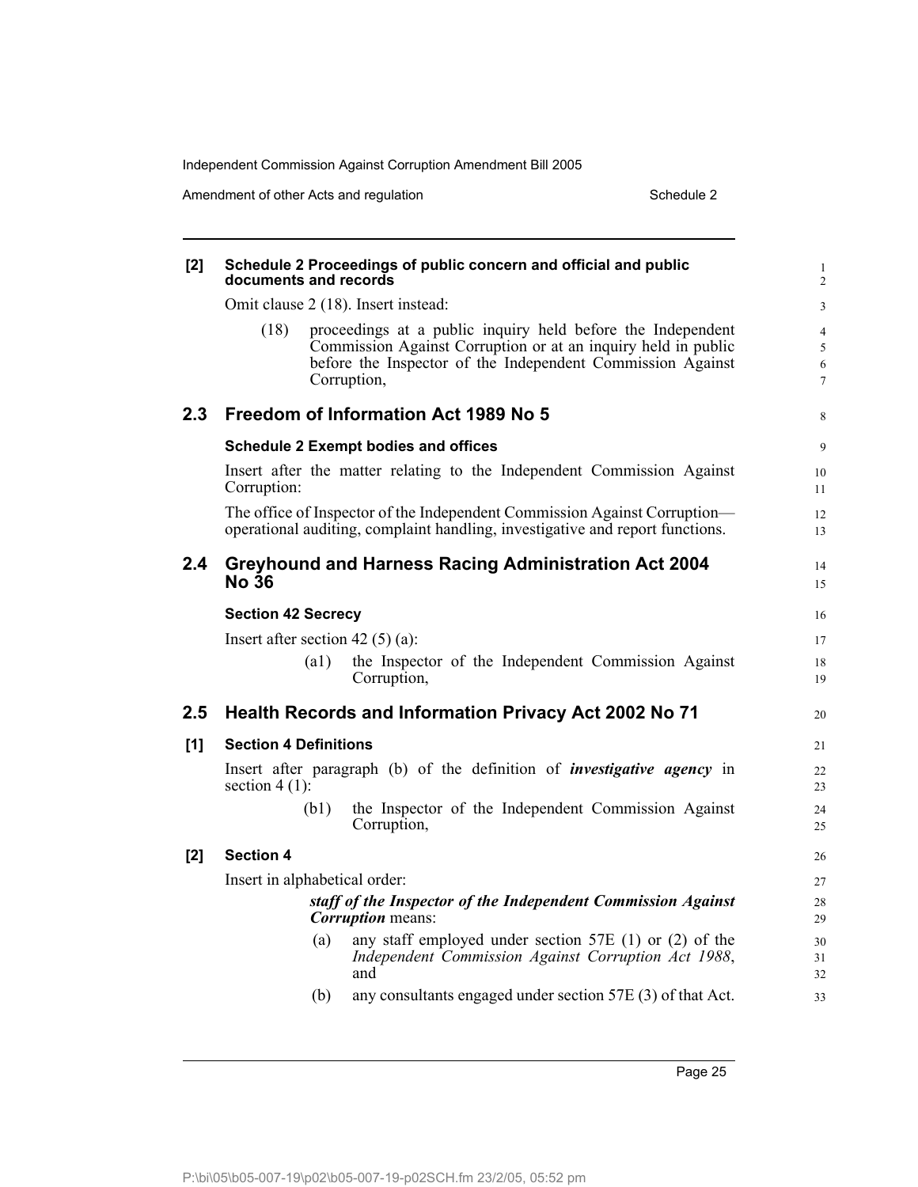**[2] Schedule 2 Proceedings of public concern and official and public documents and records**

Omit clause 2 (18). Insert instead:

> (18) proceedings at a public inquiry held before the Independent Commission Against Corruption or at an inquiry held in public before the Inspector of the Independent Commission Against Corruption,

## 2.3 Freedom of Information Act 1989 No 5

**Schedule 2 Exempt bodies and offices**

Insert after the matter relating to the Independent Commission Against Corruption:

The office of Inspector of the Independent Commission Against Corruption—operational auditing, complaint handling, investigative and report functions.

## 2.4 Greyhound and Harness Racing Administration Act 2004 No 36

**Section 42 Secrecy**

Insert after section 42 (5) (a):

> (a1) the Inspector of the Independent Commission Against Corruption,

## 2.5 Health Records and Information Privacy Act 2002 No 71

**[1] Section 4 Definitions**

Insert after paragraph (b) of the definition of ***investigative agency*** in section 4 (1):

> (b1) the Inspector of the Independent Commission Against Corruption,

**[2] Section 4**

Insert in alphabetical order:

> ***staff of the Inspector of the Independent Commission Against Corruption*** means:
>
> (a) any staff employed under section 57E (1) or (2) of the *Independent Commission Against Corruption Act 1988*, and
>
> (b) any consultants engaged under section 57E (3) of that Act.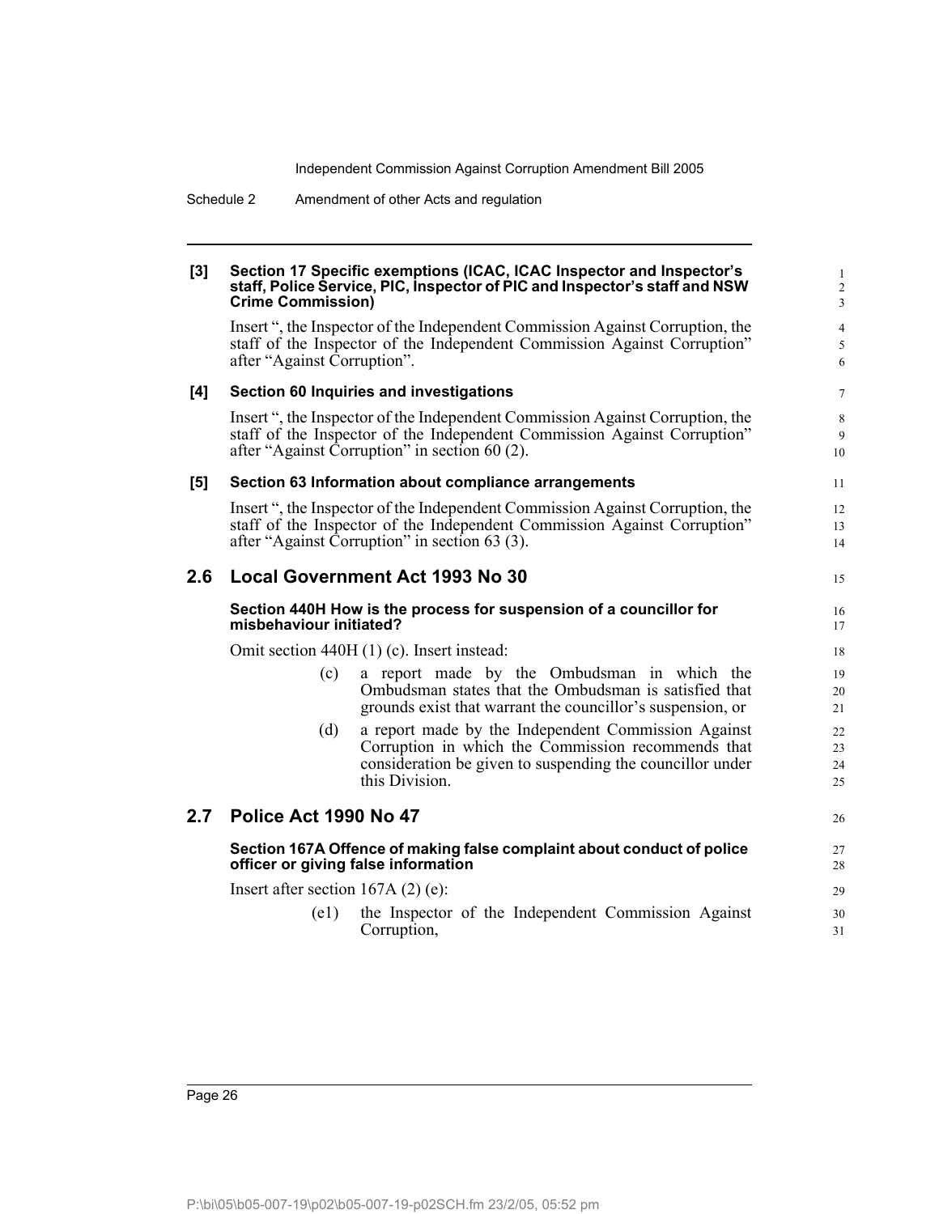**[3] Section 17 Specific exemptions (ICAC, ICAC Inspector and Inspector's staff, Police Service, PIC, Inspector of PIC and Inspector's staff and NSW Crime Commission)**

Insert ", the Inspector of the Independent Commission Against Corruption, the staff of the Inspector of the Independent Commission Against Corruption" after "Against Corruption".

**[4] Section 60 Inquiries and investigations**

Insert ", the Inspector of the Independent Commission Against Corruption, the staff of the Inspector of the Independent Commission Against Corruption" after "Against Corruption" in section 60 (2).

**[5] Section 63 Information about compliance arrangements**

Insert ", the Inspector of the Independent Commission Against Corruption, the staff of the Inspector of the Independent Commission Against Corruption" after "Against Corruption" in section 63 (3).

## 2.6 Local Government Act 1993 No 30

**Section 440H How is the process for suspension of a councillor for misbehaviour initiated?**

Omit section 440H (1) (c). Insert instead:

(c) a report made by the Ombudsman in which the Ombudsman states that the Ombudsman is satisfied that grounds exist that warrant the councillor's suspension, or

(d) a report made by the Independent Commission Against Corruption in which the Commission recommends that consideration be given to suspending the councillor under this Division.

## 2.7 Police Act 1990 No 47

**Section 167A Offence of making false complaint about conduct of police officer or giving false information**

Insert after section 167A (2) (e):

(e1) the Inspector of the Independent Commission Against Corruption,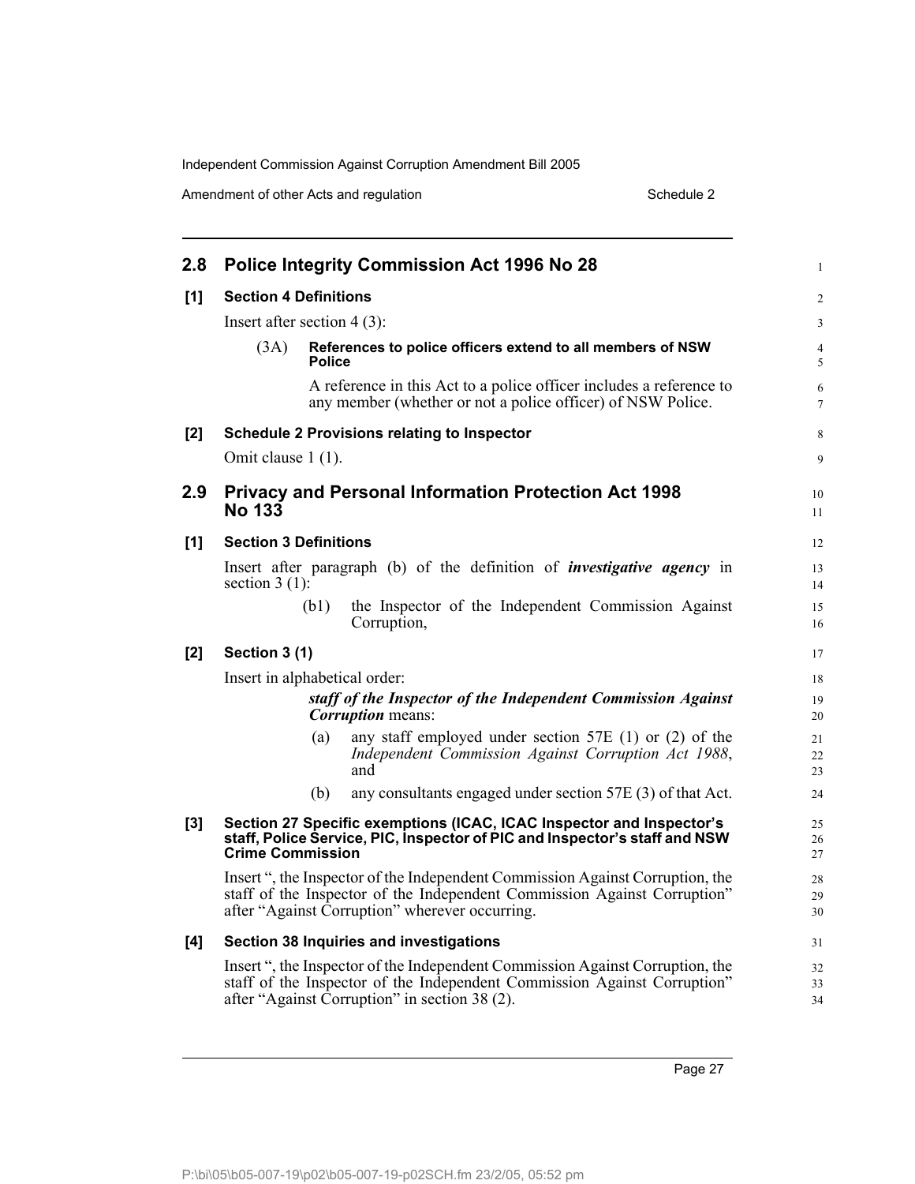## 2.8 Police Integrity Commission Act 1996 No 28

**[1] Section 4 Definitions**

Insert after section 4 (3):

(3A) **References to police officers extend to all members of NSW Police**

A reference in this Act to a police officer includes a reference to any member (whether or not a police officer) of NSW Police.

**[2] Schedule 2 Provisions relating to Inspector**

Omit clause 1 (1).

## 2.9 Privacy and Personal Information Protection Act 1998 No 133

**[1] Section 3 Definitions**

Insert after paragraph (b) of the definition of ***investigative agency*** in section 3 (1):

(b1) the Inspector of the Independent Commission Against Corruption,

**[2] Section 3 (1)**

Insert in alphabetical order:

***staff of the Inspector of the Independent Commission Against Corruption*** means:

(a) any staff employed under section 57E (1) or (2) of the *Independent Commission Against Corruption Act 1988*, and

(b) any consultants engaged under section 57E (3) of that Act.

**[3] Section 27 Specific exemptions (ICAC, ICAC Inspector and Inspector's staff, Police Service, PIC, Inspector of PIC and Inspector's staff and NSW Crime Commission**

Insert ", the Inspector of the Independent Commission Against Corruption, the staff of the Inspector of the Independent Commission Against Corruption" after "Against Corruption" wherever occurring.

**[4] Section 38 Inquiries and investigations**

Insert ", the Inspector of the Independent Commission Against Corruption, the staff of the Inspector of the Independent Commission Against Corruption" after "Against Corruption" in section 38 (2).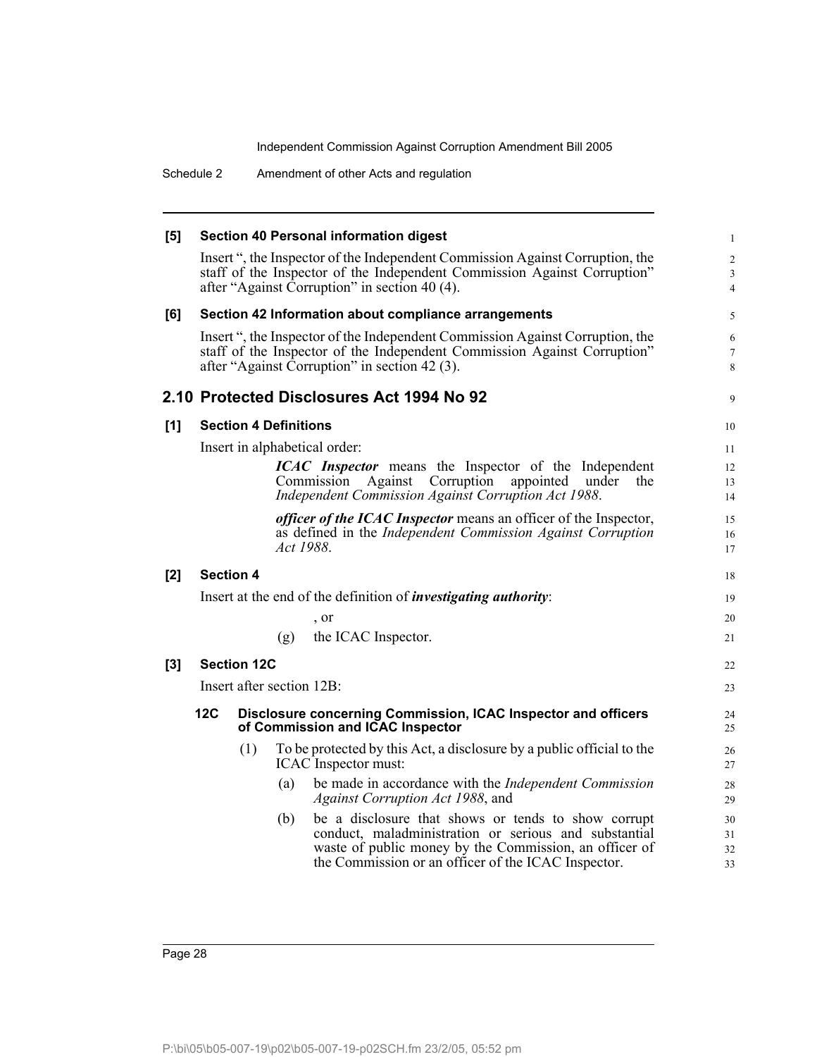**[5] Section 40 Personal information digest**

Insert ", the Inspector of the Independent Commission Against Corruption, the staff of the Inspector of the Independent Commission Against Corruption" after "Against Corruption" in section 40 (4).

**[6] Section 42 Information about compliance arrangements**

Insert ", the Inspector of the Independent Commission Against Corruption, the staff of the Inspector of the Independent Commission Against Corruption" after "Against Corruption" in section 42 (3).

## 2.10 Protected Disclosures Act 1994 No 92

**[1] Section 4 Definitions**

Insert in alphabetical order:

> ***ICAC Inspector*** means the Inspector of the Independent Commission Against Corruption appointed under the *Independent Commission Against Corruption Act 1988*.
>
> ***officer of the ICAC Inspector*** means an officer of the Inspector, as defined in the *Independent Commission Against Corruption Act 1988*.

**[2] Section 4**

Insert at the end of the definition of ***investigating authority***:

> , or
>
> (g) the ICAC Inspector.

**[3] Section 12C**

Insert after section 12B:

**12C Disclosure concerning Commission, ICAC Inspector and officers of Commission and ICAC Inspector**

(1) To be protected by this Act, a disclosure by a public official to the ICAC Inspector must:

(a) be made in accordance with the *Independent Commission Against Corruption Act 1988*, and

(b) be a disclosure that shows or tends to show corrupt conduct, maladministration or serious and substantial waste of public money by the Commission, an officer of the Commission or an officer of the ICAC Inspector.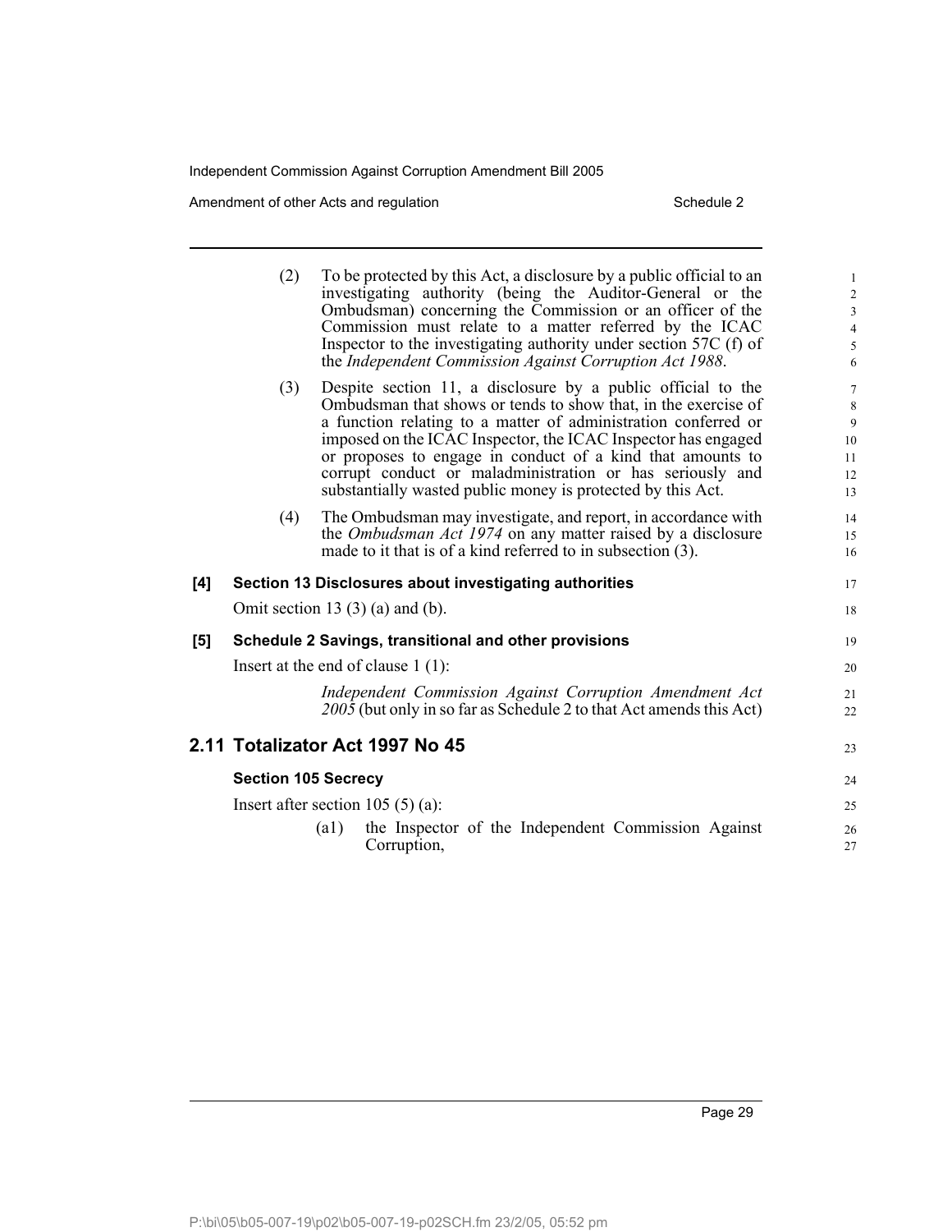(2) To be protected by this Act, a disclosure by a public official to an investigating authority (being the Auditor-General or the Ombudsman) concerning the Commission or an officer of the Commission must relate to a matter referred by the ICAC Inspector to the investigating authority under section 57C (f) of the *Independent Commission Against Corruption Act 1988*.

(3) Despite section 11, a disclosure by a public official to the Ombudsman that shows or tends to show that, in the exercise of a function relating to a matter of administration conferred or imposed on the ICAC Inspector, the ICAC Inspector has engaged or proposes to engage in conduct of a kind that amounts to corrupt conduct or maladministration or has seriously and substantially wasted public money is protected by this Act.

(4) The Ombudsman may investigate, and report, in accordance with the *Ombudsman Act 1974* on any matter raised by a disclosure made to it that is of a kind referred to in subsection (3).

**[4] Section 13 Disclosures about investigating authorities**

Omit section 13 (3) (a) and (b).

**[5] Schedule 2 Savings, transitional and other provisions**

Insert at the end of clause 1 (1):

*Independent Commission Against Corruption Amendment Act 2005* (but only in so far as Schedule 2 to that Act amends this Act)

## 2.11 Totalizator Act 1997 No 45

### Section 105 Secrecy

Insert after section 105 (5) (a):

(a1) the Inspector of the Independent Commission Against Corruption,